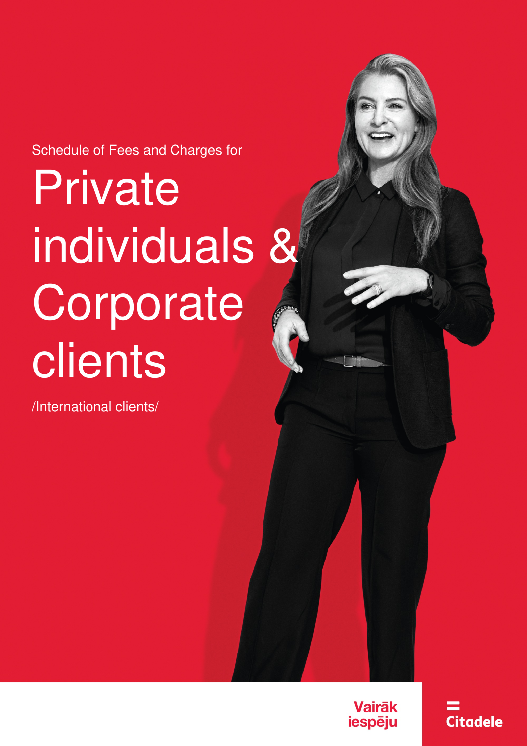Schedule of Fees and Charges for

# Private individuals & Corporate clients

/International clients/

Vairāk iespēju

Citadele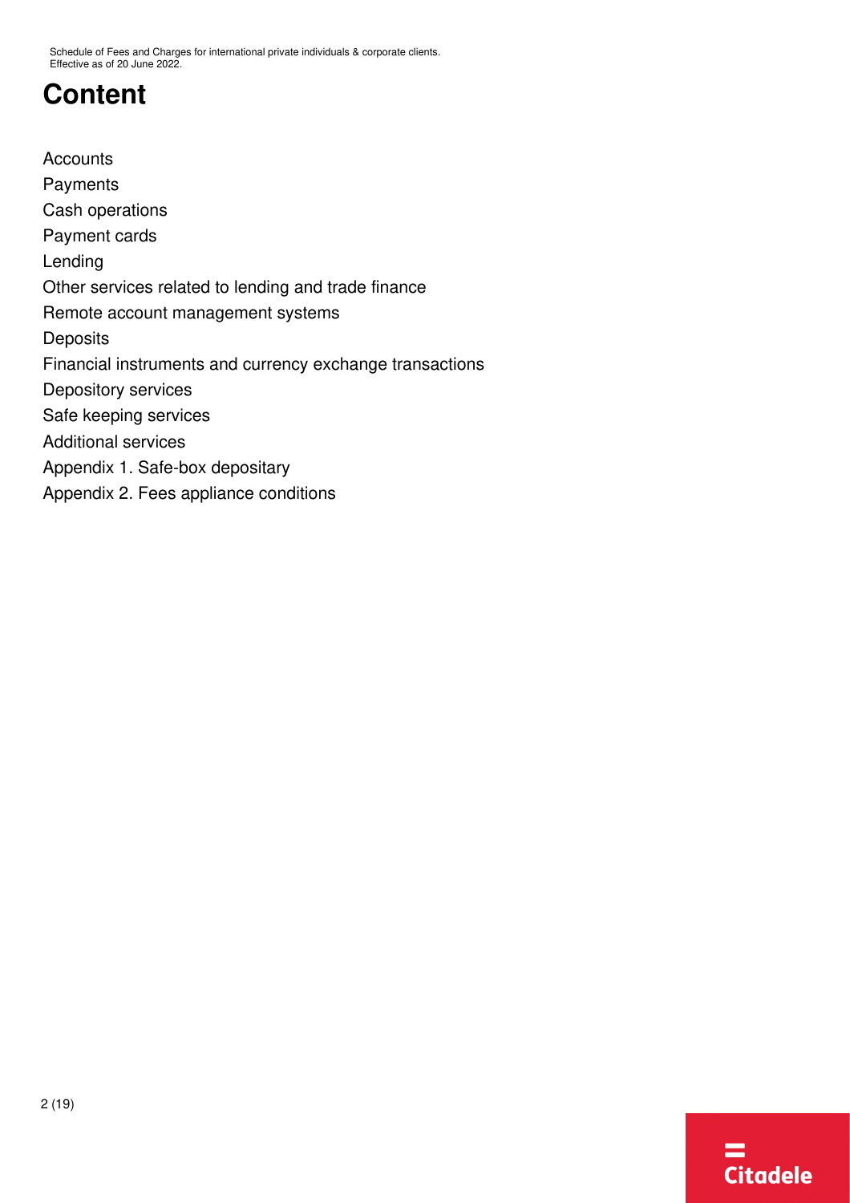# Content

Accounts

Payments

Cash operations

Payment cards

Lending

Other services related to lending and trade finance

Remote account management systems

Deposits

Financial instruments and currency exchange transactions

Depository services

Safe keeping services

Additional services

Appendix 1. Safe-box depositary

Appendix 2. Fees appliance conditions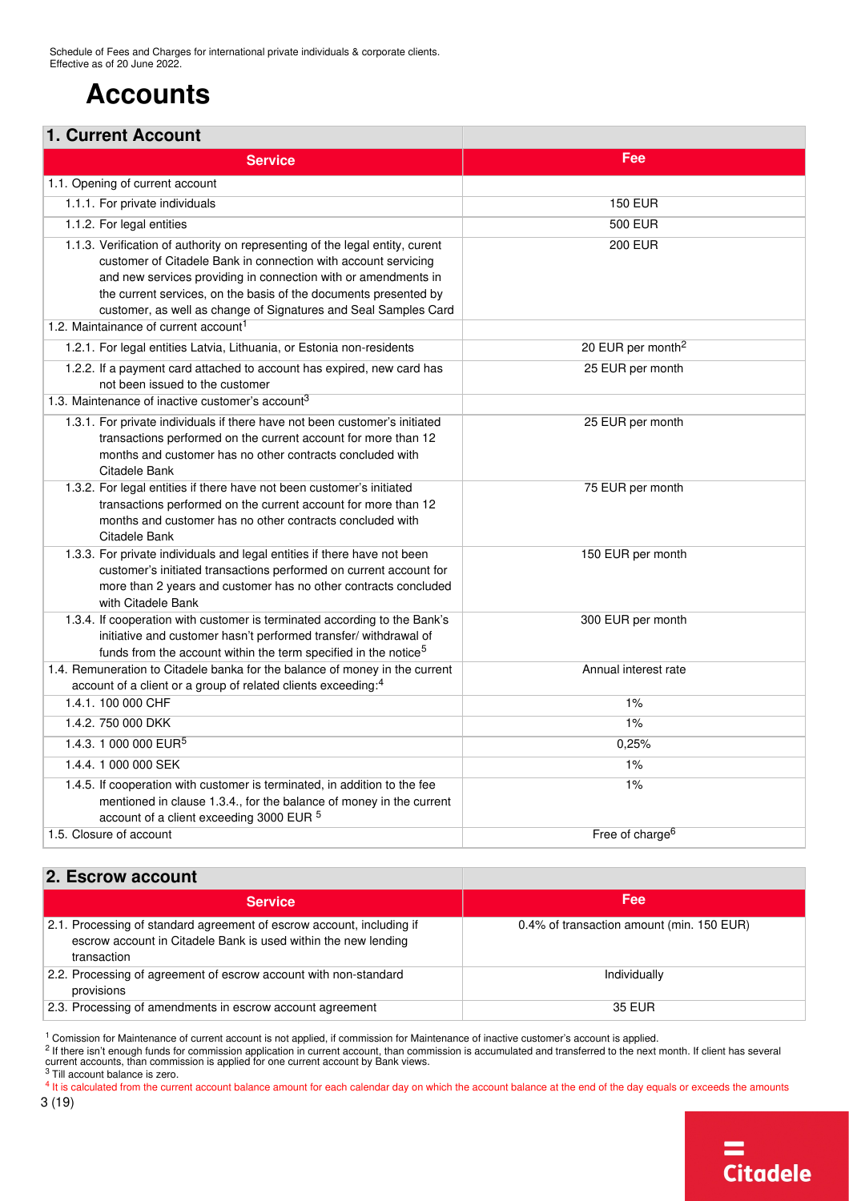Schedule of Fees and Charges for international private individuals & corporate clients.
Effective as of 20 June 2022.

# Accounts

## 1. Current Account

| Service | Fee |
|---|---|
| 1.1. Opening of current account | |
| 1.1.1. For private individuals | 150 EUR |
| 1.1.2. For legal entities | 500 EUR |
| 1.1.3. Verification of authority on representing of the legal entity, current customer of Citadele Bank in connection with account servicing and new services providing in connection with or amendments in the current services, on the basis of the documents presented by customer, as well as change of Signatures and Seal Samples Card | 200 EUR |
| 1.2. Maintainance of current account[1] | |
| 1.2.1. For legal entities Latvia, Lithuania, or Estonia non-residents | 20 EUR per month[2] |
| 1.2.2. If a payment card attached to account has expired, new card has not been issued to the customer | 25 EUR per month |
| 1.3. Maintenance of inactive customer's account[3] | |
| 1.3.1. For private individuals if there have not been customer's initiated transactions performed on the current account for more than 12 months and customer has no other contracts concluded with Citadele Bank | 25 EUR per month |
| 1.3.2. For legal entities if there have not been customer's initiated transactions performed on the current account for more than 12 months and customer has no other contracts concluded with Citadele Bank | 75 EUR per month |
| 1.3.3. For private individuals and legal entities if there have not been customer's initiated transactions performed on current account for more than 2 years and customer has no other contracts concluded with Citadele Bank | 150 EUR per month |
| 1.3.4. If cooperation with customer is terminated according to the Bank's initiative and customer hasn't performed transfer/ withdrawal of funds from the account within the term specified in the notice[5] | 300 EUR per month |
| 1.4. Remuneration to Citadele banka for the balance of money in the current account of a client or a group of related clients exceeding:[4] | Annual interest rate |
| 1.4.1. 100 000 CHF | 1% |
| 1.4.2. 750 000 DKK | 1% |
| 1.4.3. 1 000 000 EUR[5] | 0,25% |
| 1.4.4. 1 000 000 SEK | 1% |
| 1.4.5. If cooperation with customer is terminated, in addition to the fee mentioned in clause 1.3.4., for the balance of money in the current account of a client exceeding 3000 EUR [5] | 1% |
| 1.5. Closure of account | Free of charge[6] |

## 2. Escrow account

| Service | Fee |
|---|---|
| 2.1. Processing of standard agreement of escrow account, including if escrow account in Citadele Bank is used within the new lending transaction | 0.4% of transaction amount (min. 150 EUR) |
| 2.2. Processing of agreement of escrow account with non-standard provisions | Individually |
| 2.3. Processing of amendments in escrow account agreement | 35 EUR |

[1] Comission for Maintenance of current account is not applied, if commission for Maintenance of inactive customer's account is applied.
[2] If there isn't enough funds for commission application in current account, than commission is accumulated and transferred to the next month. If client has several current accounts, than commission is applied for one current account by Bank views.
[3] Till account balance is zero.
[4] It is calculated from the current account balance amount for each calendar day on which the account balance at the end of the day equals or exceeds the amounts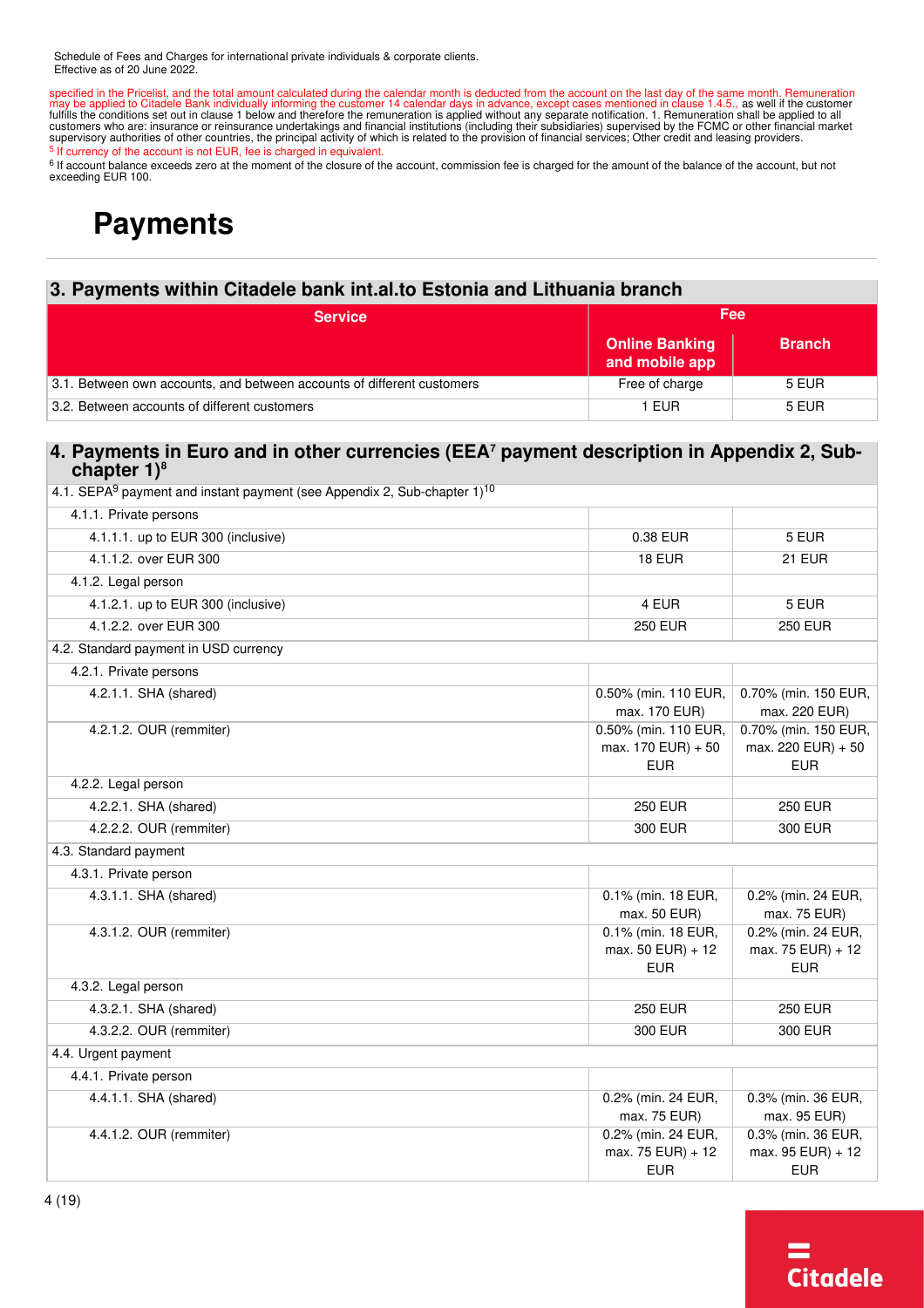specified in the Pricelist, and the total amount calculated during the calendar month is deducted from the account on the last day of the same month. Remuneration may be applied to Citadele Bank individually informing the customer 14 calendar days in advance, except cases mentioned in clause 1.4.5., as well if the customer fulfills the conditions set out in clause 1 below and therefore the remuneration is applied without any separate notification. 1. Remuneration shall be applied to all customers who are: insurance or reinsurance undertakings and financial institutions (including their subsidiaries) supervised by the FCMC or other financial market supervisory authorities of other countries, the principal activity of which is related to the provision of financial services; Other credit and leasing providers.

[5] If currency of the account is not EUR, fee is charged in equivalent.

[6] If account balance exceeds zero at the moment of the closure of the account, commission fee is charged for the amount of the balance of the account, but not exceeding EUR 100.

# Payments

## 3. Payments within Citadele bank int.al.to Estonia and Lithuania branch

| Service | Fee | |
|---|---|---|
| | Online Banking and mobile app | Branch |
| 3.1. Between own accounts, and between accounts of different customers | Free of charge | 5 EUR |
| 3.2. Between accounts of different customers | 1 EUR | 5 EUR |

## 4. Payments in Euro and in other currencies (EEA[7] payment description in Appendix 2, Sub-chapter 1)[8]

| Service | Online Banking and mobile app | Branch |
|---|---|---|
| 4.1. SEPA[9] payment and instant payment (see Appendix 2, Sub-chapter 1)[10] | | |
| 4.1.1. Private persons | | |
| 4.1.1.1. up to EUR 300 (inclusive) | 0.38 EUR | 5 EUR |
| 4.1.1.2. over EUR 300 | 18 EUR | 21 EUR |
| 4.1.2. Legal person | | |
| 4.1.2.1. up to EUR 300 (inclusive) | 4 EUR | 5 EUR |
| 4.1.2.2. over EUR 300 | 250 EUR | 250 EUR |
| 4.2. Standard payment in USD currency | | |
| 4.2.1. Private persons | | |
| 4.2.1.1. SHA (shared) | 0.50% (min. 110 EUR, max. 170 EUR) | 0.70% (min. 150 EUR, max. 220 EUR) |
| 4.2.1.2. OUR (remmiter) | 0.50% (min. 110 EUR, max. 170 EUR) + 50 EUR | 0.70% (min. 150 EUR, max. 220 EUR) + 50 EUR |
| 4.2.2. Legal person | | |
| 4.2.2.1. SHA (shared) | 250 EUR | 250 EUR |
| 4.2.2.2. OUR (remmiter) | 300 EUR | 300 EUR |
| 4.3. Standard payment | | |
| 4.3.1. Private person | | |
| 4.3.1.1. SHA (shared) | 0.1% (min. 18 EUR, max. 50 EUR) | 0.2% (min. 24 EUR, max. 75 EUR) |
| 4.3.1.2. OUR (remmiter) | 0.1% (min. 18 EUR, max. 50 EUR) + 12 EUR | 0.2% (min. 24 EUR, max. 75 EUR) + 12 EUR |
| 4.3.2. Legal person | | |
| 4.3.2.1. SHA (shared) | 250 EUR | 250 EUR |
| 4.3.2.2. OUR (remmiter) | 300 EUR | 300 EUR |
| 4.4. Urgent payment | | |
| 4.4.1. Private person | | |
| 4.4.1.1. SHA (shared) | 0.2% (min. 24 EUR, max. 75 EUR) | 0.3% (min. 36 EUR, max. 95 EUR) |
| 4.4.1.2. OUR (remmiter) | 0.2% (min. 24 EUR, max. 75 EUR) + 12 EUR | 0.3% (min. 36 EUR, max. 95 EUR) + 12 EUR |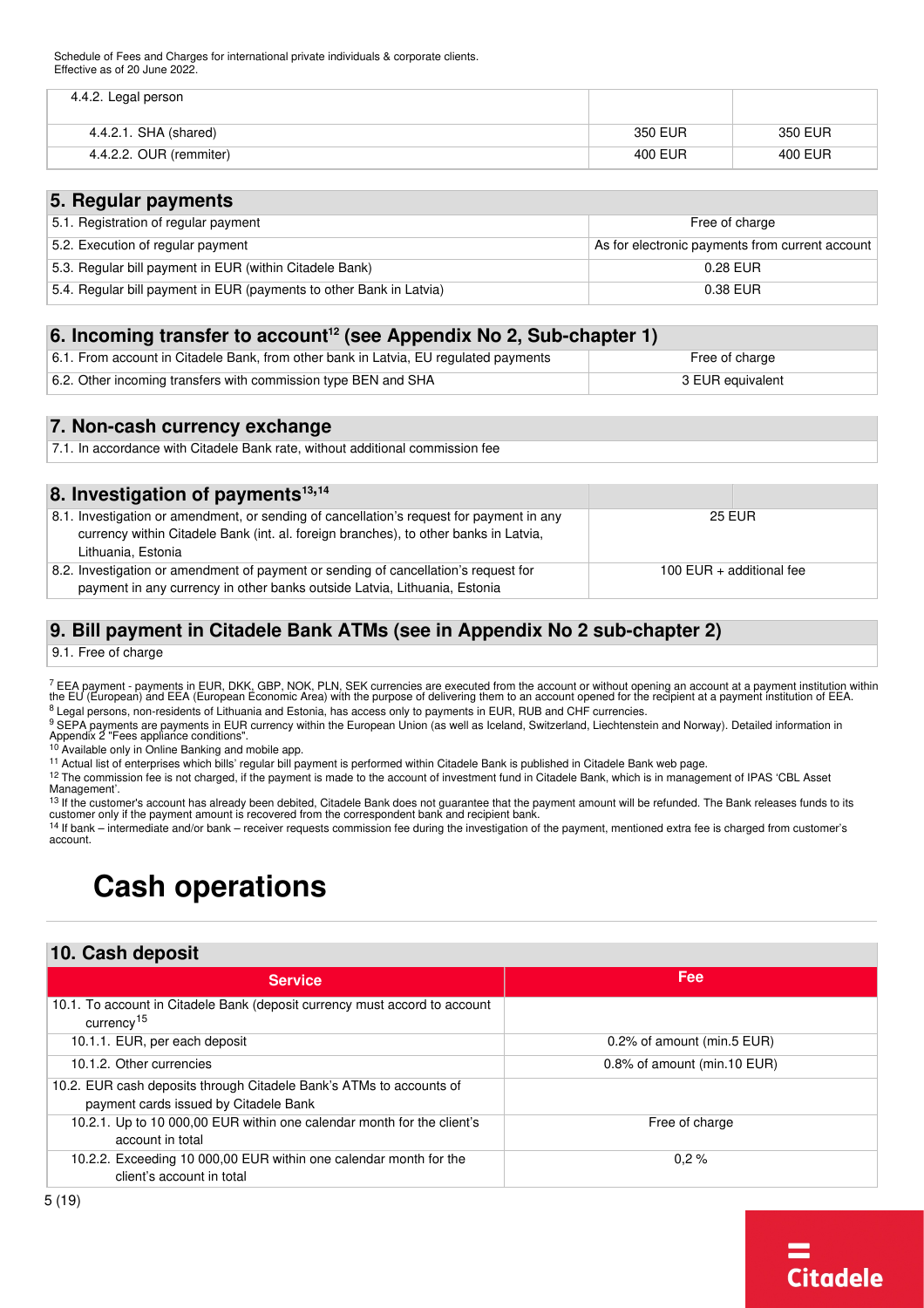| | | |
|---|---|---|
| 4.4.2. Legal person | | |
| 4.4.2.1. SHA (shared) | 350 EUR | 350 EUR |
| 4.4.2.2. OUR (remmiter) | 400 EUR | 400 EUR |

## 5. Regular payments

| | |
|---|---|
| 5.1. Registration of regular payment | Free of charge |
| 5.2. Execution of regular payment | As for electronic payments from current account |
| 5.3. Regular bill payment in EUR (within Citadele Bank) | 0.28 EUR |
| 5.4. Regular bill payment in EUR (payments to other Bank in Latvia) | 0.38 EUR |

## 6. Incoming transfer to account[12] (see Appendix No 2, Sub-chapter 1)

| | |
|---|---|
| 6.1. From account in Citadele Bank, from other bank in Latvia, EU regulated payments | Free of charge |
| 6.2. Other incoming transfers with commission type BEN and SHA | 3 EUR equivalent |

## 7. Non-cash currency exchange

7.1. In accordance with Citadele Bank rate, without additional commission fee

## 8. Investigation of payments[13,14]

| | |
|---|---|
| 8.1. Investigation or amendment, or sending of cancellation's request for payment in any currency within Citadele Bank (int. al. foreign branches), to other banks in Latvia, Lithuania, Estonia | 25 EUR |
| 8.2. Investigation or amendment of payment or sending of cancellation's request for payment in any currency in other banks outside Latvia, Lithuania, Estonia | 100 EUR + additional fee |

## 9. Bill payment in Citadele Bank ATMs (see in Appendix No 2 sub-chapter 2)

9.1. Free of charge

[7] EEA payment - payments in EUR, DKK, GBP, NOK, PLN, SEK currencies are executed from the account or without opening an account at a payment institution within the EU (European) and EEA (European Economic Area) with the purpose of delivering them to an account opened for the recipient at a payment institution of EEA.
[8] Legal persons, non-residents of Lithuania and Estonia, has access only to payments in EUR, RUB and CHF currencies.
[9] SEPA payments are payments in EUR currency within the European Union (as well as Iceland, Switzerland, Liechtenstein and Norway). Detailed information in Appendix 2 "Fees appliance conditions".
[10] Available only in Online Banking and mobile app.
[11] Actual list of enterprises which bills' regular bill payment is performed within Citadele Bank is published in Citadele Bank web page.
[12] The commission fee is not charged, if the payment is made to the account of investment fund in Citadele Bank, which is in management of IPAS 'CBL Asset Management'.
[13] If the customer's account has already been debited, Citadele Bank does not guarantee that the payment amount will be refunded. The Bank releases funds to its customer only if the payment amount is recovered from the correspondent bank and recipient bank.
[14] If bank – intermediate and/or bank – receiver requests commission fee during the investigation of the payment, mentioned extra fee is charged from customer's account.

# Cash operations

## 10. Cash deposit

| Service | Fee |
|---|---|
| 10.1. To account in Citadele Bank (deposit currency must accord to account currency[15] | |
| 10.1.1. EUR, per each deposit | 0.2% of amount (min.5 EUR) |
| 10.1.2. Other currencies | 0.8% of amount (min.10 EUR) |
| 10.2. EUR cash deposits through Citadele Bank's ATMs to accounts of payment cards issued by Citadele Bank | |
| 10.2.1. Up to 10 000,00 EUR within one calendar month for the client's account in total | Free of charge |
| 10.2.2. Exceeding 10 000,00 EUR within one calendar month for the client's account in total | 0,2 % |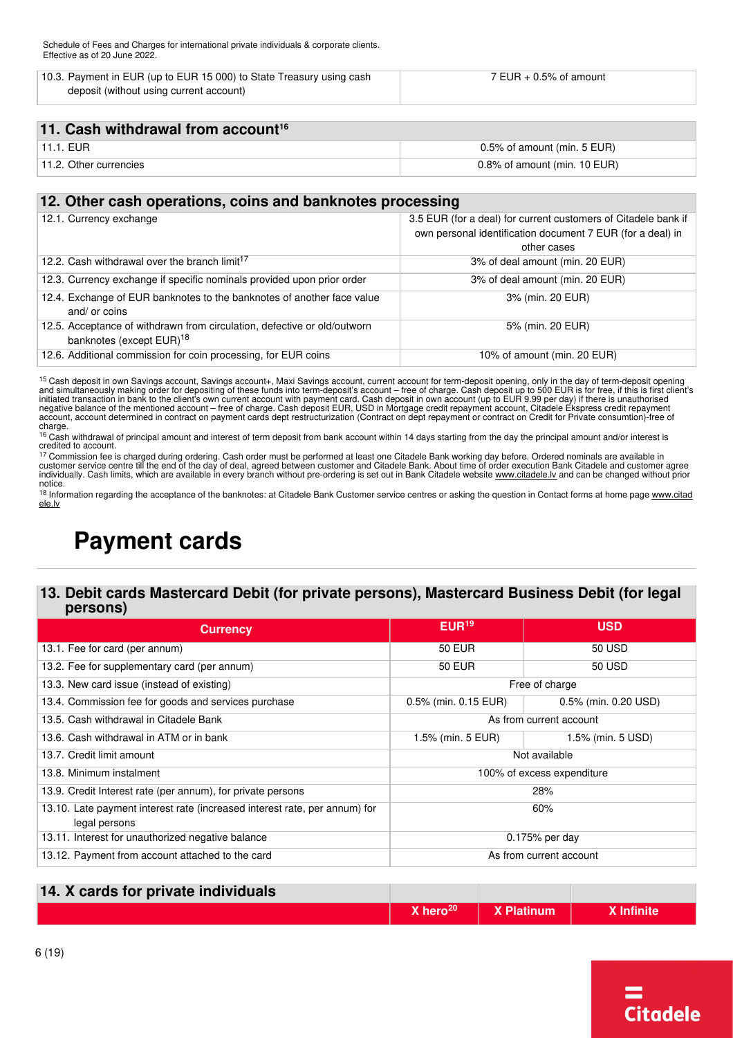| | |
|---|---|
| 10.3. Payment in EUR (up to EUR 15 000) to State Treasury using cash deposit (without using current account) | 7 EUR + 0.5% of amount |

| 11. Cash withdrawal from account[16] | |
|---|---|
| 11.1. EUR | 0.5% of amount (min. 5 EUR) |
| 11.2. Other currencies | 0.8% of amount (min. 10 EUR) |

| 12. Other cash operations, coins and banknotes processing | |
|---|---|
| 12.1. Currency exchange | 3.5 EUR (for a deal) for current customers of Citadele bank if own personal identification document 7 EUR (for a deal) in other cases |
| 12.2. Cash withdrawal over the branch limit[17] | 3% of deal amount (min. 20 EUR) |
| 12.3. Currency exchange if specific nominals provided upon prior order | 3% of deal amount (min. 20 EUR) |
| 12.4. Exchange of EUR banknotes to the banknotes of another face value and/ or coins | 3% (min. 20 EUR) |
| 12.5. Acceptance of withdrawn from circulation, defective or old/outworn banknotes (except EUR)[18] | 5% (min. 20 EUR) |
| 12.6. Additional commission for coin processing, for EUR coins | 10% of amount (min. 20 EUR) |

[15] Cash deposit in own Savings account, Savings account+, Maxi Savings account, current account for term-deposit opening, only in the day of term-deposit opening and simultaneously making order for depositing of these funds into term-deposit's account – free of charge. Cash deposit up to 500 EUR is for free, if this is first client's initiated transaction in bank to the client's own current account with payment card. Cash deposit in own account (up to EUR 9.99 per day) if there is unauthorised negative balance of the mentioned account – free of charge. Cash deposit EUR, USD in Mortgage credit repayment account, Citadele Ekspress credit repayment account, account determined in contract on payment cards dept restructurization (Contract on dept repayment or contract on Credit for Private consumtion)-free of charge.

[16] Cash withdrawal of principal amount and interest of term deposit from bank account within 14 days starting from the day the principal amount and/or interest is credited to account.

[17] Commission fee is charged during ordering. Cash order must be performed at least one Citadele Bank working day before. Ordered nominals are available in customer service centre till the end of the day of deal, agreed between customer and Citadele Bank. About time of order execution Bank Citadele and customer agree individually. Cash limits, which are available in every branch without pre-ordering is set out in Bank Citadele website www.citadele.lv and can be changed without prior notice.

[18] Information regarding the acceptance of the banknotes: at Citadele Bank Customer service centres or asking the question in Contact forms at home page www.citadele.lv

# Payment cards

## 13. Debit cards Mastercard Debit (for private persons), Mastercard Business Debit (for legal persons)

| Currency | EUR[19] | USD |
|---|---|---|
| 13.1. Fee for card (per annum) | 50 EUR | 50 USD |
| 13.2. Fee for supplementary card (per annum) | 50 EUR | 50 USD |
| 13.3. New card issue (instead of existing) | Free of charge | |
| 13.4. Commission fee for goods and services purchase | 0.5% (min. 0.15 EUR) | 0.5% (min. 0.20 USD) |
| 13.5. Cash withdrawal in Citadele Bank | As from current account | |
| 13.6. Cash withdrawal in ATM or in bank | 1.5% (min. 5 EUR) | 1.5% (min. 5 USD) |
| 13.7. Credit limit amount | Not available | |
| 13.8. Minimum instalment | 100% of excess expenditure | |
| 13.9. Credit Interest rate (per annum), for private persons | 28% | |
| 13.10. Late payment interest rate (increased interest rate, per annum) for legal persons | 60% | |
| 13.11. Interest for unauthorized negative balance | 0.175% per day | |
| 13.12. Payment from account attached to the card | As from current account | |

## 14. X cards for private individuals

| | X hero[20] | X Platinum | X Infinite |
|---|---|---|---|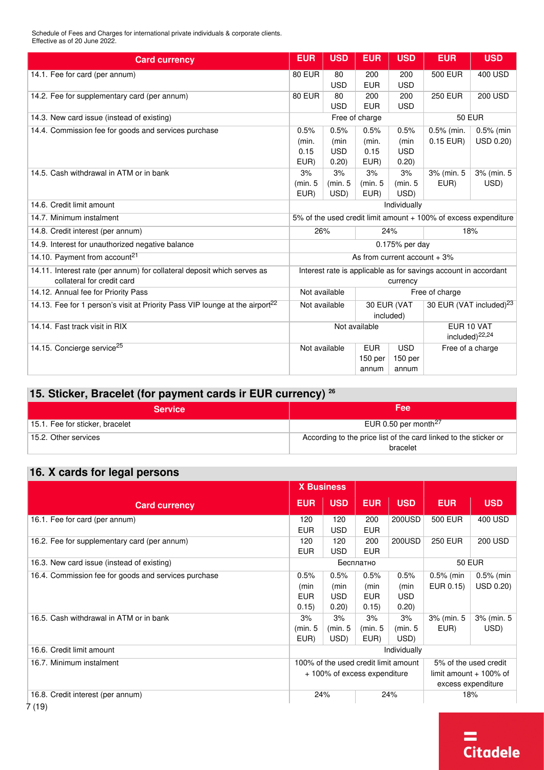| Card currency | EUR | USD | EUR | USD | EUR | USD |
|---|---|---|---|---|---|---|
| 14.1. Fee for card (per annum) | 80 EUR | 80 USD | 200 EUR | 200 USD | 500 EUR | 400 USD |
| 14.2. Fee for supplementary card (per annum) | 80 EUR | 80 USD | 200 EUR | 200 USD | 250 EUR | 200 USD |
| 14.3. New card issue (instead of existing) | Free of charge | | | | 50 EUR | |
| 14.4. Commission fee for goods and services purchase | 0.5% (min. 0.15 EUR) | 0.5% (min USD 0.20) | 0.5% (min. 0.15 EUR) | 0.5% (min USD 0.20) | 0.5% (min. 0.15 EUR) | 0.5% (min USD 0.20) |
| 14.5. Cash withdrawal in ATM or in bank | 3% (min. 5 EUR) | 3% (min. 5 USD) | 3% (min. 5 EUR) | 3% (min. 5 USD) | 3% (min. 5 EUR) | 3% (min. 5 USD) |
| 14.6. Credit limit amount | Individually | | | | | |
| 14.7. Minimum instalment | 5% of the used credit limit amount + 100% of excess expenditure | | | | | |
| 14.8. Credit interest (per annum) | 26% | | 24% | | 18% | |
| 14.9. Interest for unauthorized negative balance | 0.175% per day | | | | | |
| 14.10. Payment from account[21] | As from current account + 3% | | | | | |
| 14.11. Interest rate (per annum) for collateral deposit which serves as collateral for credit card | Interest rate is applicable as for savings account in accordant currency | | | | | |
| 14.12. Annual fee for Priority Pass | Not available | | Free of charge | | | |
| 14.13. Fee for 1 person's visit at Priority Pass VIP lounge at the airport[22] | Not available | | 30 EUR (VAT included) | | 30 EUR (VAT included)[23] | |
| 14.14. Fast track visit in RIX | Not available | | | | EUR 10 VAT included)[22,24] | |
| 14.15. Concierge service[25] | Not available | | EUR 150 per annum | USD 150 per annum | Free of a charge | |

## 15. Sticker, Bracelet (for payment cards ir EUR currency) [26]

| Service | Fee |
|---|---|
| 15.1. Fee for sticker, bracelet | EUR 0.50 per month[27] |
| 15.2. Other services | According to the price list of the card linked to the sticker or bracelet |

## 16. X cards for legal persons

| | X Business | | | | | |
|---|---|---|---|---|---|---|
| Card currency | EUR | USD | EUR | USD | EUR | USD |
| 16.1. Fee for card (per annum) | 120 EUR | 120 USD | 200 EUR | 200USD | 500 EUR | 400 USD |
| 16.2. Fee for supplementary card (per annum) | 120 EUR | 120 USD | 200 EUR | 200USD | 250 EUR | 200 USD |
| 16.3. New card issue (instead of existing) | Бесплатно | | | | 50 EUR | |
| 16.4. Commission fee for goods and services purchase | 0.5% (min EUR 0.15) | 0.5% (min USD 0.20) | 0.5% (min EUR 0.15) | 0.5% (min USD 0.20) | 0.5% (min EUR 0.15) | 0.5% (min USD 0.20) |
| 16.5. Cash withdrawal in ATM or in bank | 3% (min. 5 EUR) | 3% (min. 5 USD) | 3% (min. 5 EUR) | 3% (min. 5 USD) | 3% (min. 5 EUR) | 3% (min. 5 USD) |
| 16.6. Credit limit amount | Individually | | | | | |
| 16.7. Minimum instalment | 100% of the used credit limit amount + 100% of excess expenditure | | | | 5% of the used credit limit amount + 100% of excess expenditure | |
| 16.8. Credit interest (per annum) | 24% | | 24% | | 18% | |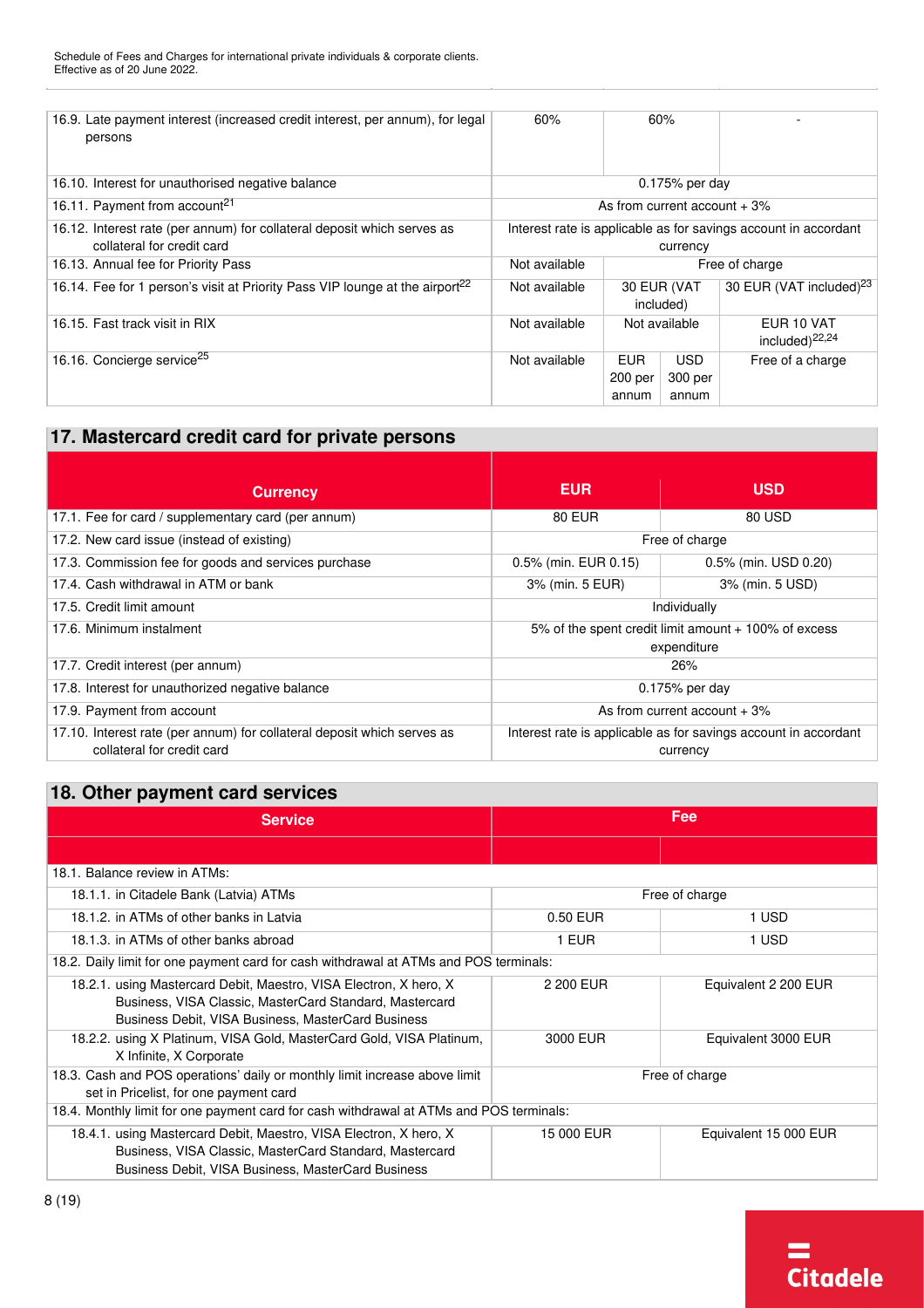| | | | | |
|---|---|---|---|---|
| 16.9. Late payment interest (increased credit interest, per annum), for legal persons | 60% | 60% | | - |
| 16.10. Interest for unauthorised negative balance | 0.175% per day | | | |
| 16.11. Payment from account[21] | As from current account + 3% | | | |
| 16.12. Interest rate (per annum) for collateral deposit which serves as collateral for credit card | Interest rate is applicable as for savings account in accordant currency | | | |
| 16.13. Annual fee for Priority Pass | Not available | Free of charge | | |
| 16.14. Fee for 1 person's visit at Priority Pass VIP lounge at the airport[22] | Not available | 30 EUR (VAT included) | | 30 EUR (VAT included)[23] |
| 16.15. Fast track visit in RIX | Not available | Not available | | EUR 10 VAT included)[22,24] |
| 16.16. Concierge service[25] | Not available | EUR 200 per annum | USD 300 per annum | Free of a charge |

## 17. Mastercard credit card for private persons

| Currency | EUR | USD |
|---|---|---|
| 17.1. Fee for card / supplementary card (per annum) | 80 EUR | 80 USD |
| 17.2. New card issue (instead of existing) | Free of charge | |
| 17.3. Commission fee for goods and services purchase | 0.5% (min. EUR 0.15) | 0.5% (min. USD 0.20) |
| 17.4. Cash withdrawal in ATM or bank | 3% (min. 5 EUR) | 3% (min. 5 USD) |
| 17.5. Credit limit amount | Individually | |
| 17.6. Minimum instalment | 5% of the spent credit limit amount + 100% of excess expenditure | |
| 17.7. Credit interest (per annum) | 26% | |
| 17.8. Interest for unauthorized negative balance | 0.175% per day | |
| 17.9. Payment from account | As from current account + 3% | |
| 17.10. Interest rate (per annum) for collateral deposit which serves as collateral for credit card | Interest rate is applicable as for savings account in accordant currency | |

## 18. Other payment card services

| Service | Fee | |
|---|---|---|
| 18.1. Balance review in ATMs: | | |
| 18.1.1. in Citadele Bank (Latvia) ATMs | Free of charge | |
| 18.1.2. in ATMs of other banks in Latvia | 0.50 EUR | 1 USD |
| 18.1.3. in ATMs of other banks abroad | 1 EUR | 1 USD |
| 18.2. Daily limit for one payment card for cash withdrawal at ATMs and POS terminals: | | |
| 18.2.1. using Mastercard Debit, Maestro, VISA Electron, X hero, X Business, VISA Classic, MasterCard Standard, Mastercard Business Debit, VISA Business, MasterCard Business | 2 200 EUR | Equivalent 2 200 EUR |
| 18.2.2. using X Platinum, VISA Gold, MasterCard Gold, VISA Platinum, X Infinite, X Corporate | 3000 EUR | Equivalent 3000 EUR |
| 18.3. Cash and POS operations' daily or monthly limit increase above limit set in Pricelist, for one payment card | Free of charge | |
| 18.4. Monthly limit for one payment card for cash withdrawal at ATMs and POS terminals: | | |
| 18.4.1. using Mastercard Debit, Maestro, VISA Electron, X hero, X Business, VISA Classic, MasterCard Standard, Mastercard Business Debit, VISA Business, MasterCard Business | 15 000 EUR | Equivalent 15 000 EUR |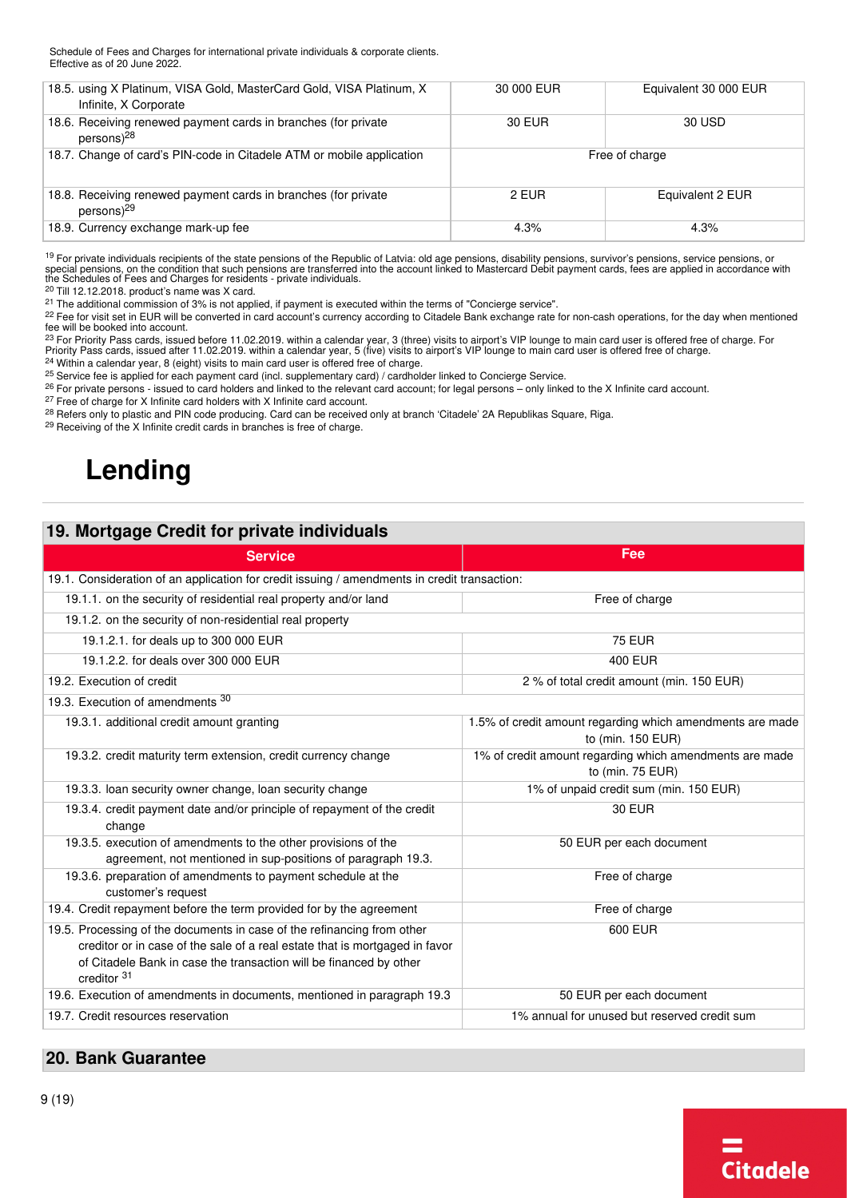| | | |
|---|---|---|
| 18.5. using X Platinum, VISA Gold, MasterCard Gold, VISA Platinum, X Infinite, X Corporate | 30 000 EUR | Equivalent 30 000 EUR |
| 18.6. Receiving renewed payment cards in branches (for private persons)[28] | 30 EUR | 30 USD |
| 18.7. Change of card's PIN-code in Citadele ATM or mobile application | Free of charge | |
| 18.8. Receiving renewed payment cards in branches (for private persons)[29] | 2 EUR | Equivalent 2 EUR |
| 18.9. Currency exchange mark-up fee | 4.3% | 4.3% |

[19] For private individuals recipients of the state pensions of the Republic of Latvia: old age pensions, disability pensions, survivor's pensions, service pensions, or special pensions, on the condition that such pensions are transferred into the account linked to Mastercard Debit payment cards, fees are applied in accordance with the Schedules of Fees and Charges for residents - private individuals.

[20] Till 12.12.2018. product's name was X card.

[21] The additional commission of 3% is not applied, if payment is executed within the terms of "Concierge service".

[22] Fee for visit set in EUR will be converted in card account's currency according to Citadele Bank exchange rate for non-cash operations, for the day when mentioned fee will be booked into account.

[23] For Priority Pass cards, issued before 11.02.2019. within a calendar year, 3 (three) visits to airport's VIP lounge to main card user is offered free of charge. For Priority Pass cards, issued after 11.02.2019. within a calendar year, 5 (five) visits to airport's VIP lounge to main card user is offered free of charge.

[24] Within a calendar year, 8 (eight) visits to main card user is offered free of charge.

[25] Service fee is applied for each payment card (incl. supplementary card) / cardholder linked to Concierge Service.

[26] For private persons - issued to card holders and linked to the relevant card account; for legal persons – only linked to the X Infinite card account.

[27] Free of charge for X Infinite card holders with X Infinite card account.

[28] Refers only to plastic and PIN code producing. Card can be received only at branch 'Citadele' 2A Republikas Square, Riga.

[29] Receiving of the X Infinite credit cards in branches is free of charge.

# Lending

## 19. Mortgage Credit for private individuals

| Service | Fee |
|---|---|
| 19.1. Consideration of an application for credit issuing / amendments in credit transaction: | |
| 19.1.1. on the security of residential real property and/or land | Free of charge |
| 19.1.2. on the security of non-residential real property | |
| 19.1.2.1. for deals up to 300 000 EUR | 75 EUR |
| 19.1.2.2. for deals over 300 000 EUR | 400 EUR |
| 19.2. Execution of credit | 2 % of total credit amount (min. 150 EUR) |
| 19.3. Execution of amendments [30] | |
| 19.3.1. additional credit amount granting | 1.5% of credit amount regarding which amendments are made to (min. 150 EUR) |
| 19.3.2. credit maturity term extension, credit currency change | 1% of credit amount regarding which amendments are made to (min. 75 EUR) |
| 19.3.3. loan security owner change, loan security change | 1% of unpaid credit sum (min. 150 EUR) |
| 19.3.4. credit payment date and/or principle of repayment of the credit change | 30 EUR |
| 19.3.5. execution of amendments to the other provisions of the agreement, not mentioned in sup-positions of paragraph 19.3. | 50 EUR per each document |
| 19.3.6. preparation of amendments to payment schedule at the customer's request | Free of charge |
| 19.4. Credit repayment before the term provided for by the agreement | Free of charge |
| 19.5. Processing of the documents in case of the refinancing from other creditor or in case of the sale of a real estate that is mortgaged in favor of Citadele Bank in case the transaction will be financed by other creditor [31] | 600 EUR |
| 19.6. Execution of amendments in documents, mentioned in paragraph 19.3 | 50 EUR per each document |
| 19.7. Credit resources reservation | 1% annual for unused but reserved credit sum |

## 20. Bank Guarantee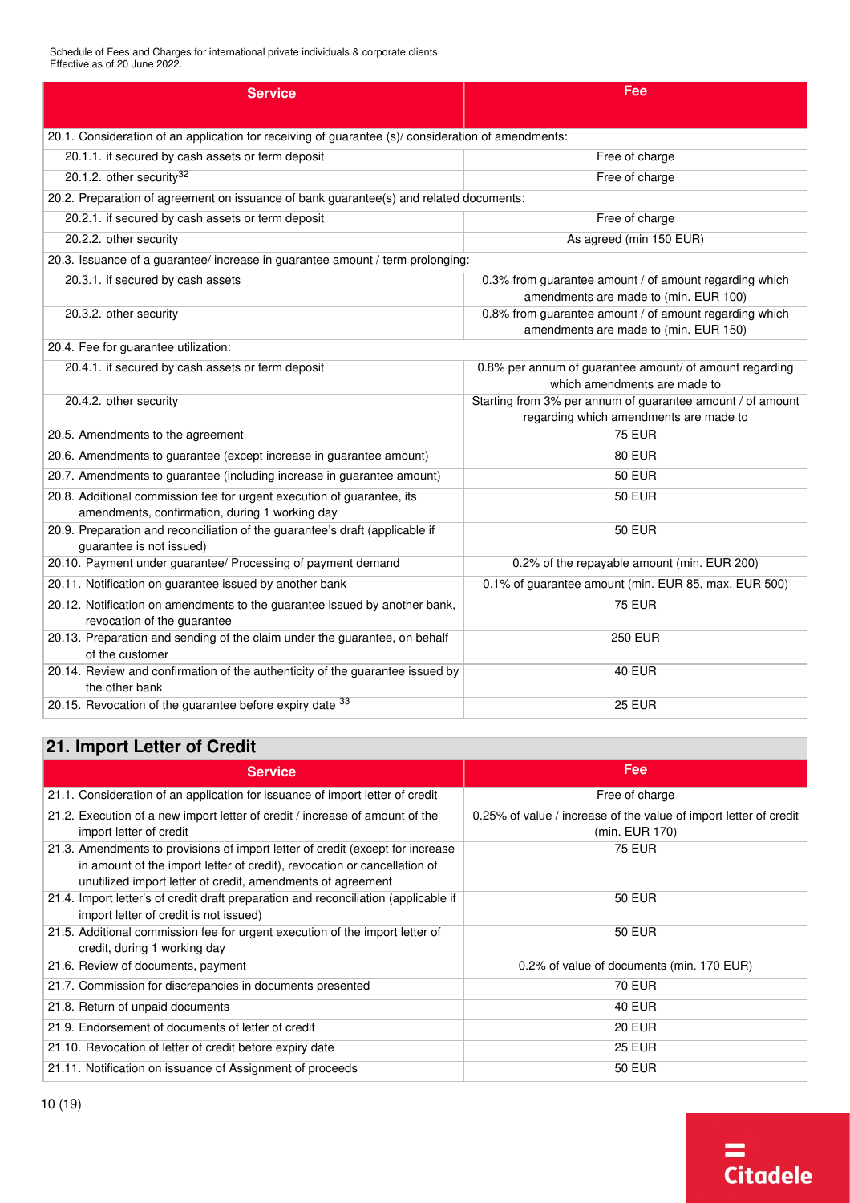| Service | Fee |
|---|---|
| 20.1. Consideration of an application for receiving of guarantee (s)/ consideration of amendments: | |
| 20.1.1. if secured by cash assets or term deposit | Free of charge |
| 20.1.2. other security[32] | Free of charge |
| 20.2. Preparation of agreement on issuance of bank guarantee(s) and related documents: | |
| 20.2.1. if secured by cash assets or term deposit | Free of charge |
| 20.2.2. other security | As agreed (min 150 EUR) |
| 20.3. Issuance of a guarantee/ increase in guarantee amount / term prolonging: | |
| 20.3.1. if secured by cash assets | 0.3% from guarantee amount / of amount regarding which amendments are made to (min. EUR 100) |
| 20.3.2. other security | 0.8% from guarantee amount / of amount regarding which amendments are made to (min. EUR 150) |
| 20.4. Fee for guarantee utilization: | |
| 20.4.1. if secured by cash assets or term deposit | 0.8% per annum of guarantee amount/ of amount regarding which amendments are made to |
| 20.4.2. other security | Starting from 3% per annum of guarantee amount / of amount regarding which amendments are made to |
| 20.5. Amendments to the agreement | 75 EUR |
| 20.6. Amendments to guarantee (except increase in guarantee amount) | 80 EUR |
| 20.7. Amendments to guarantee (including increase in guarantee amount) | 50 EUR |
| 20.8. Additional commission fee for urgent execution of guarantee, its amendments, confirmation, during 1 working day | 50 EUR |
| 20.9. Preparation and reconciliation of the guarantee's draft (applicable if guarantee is not issued) | 50 EUR |
| 20.10. Payment under guarantee/ Processing of payment demand | 0.2% of the repayable amount (min. EUR 200) |
| 20.11. Notification on guarantee issued by another bank | 0.1% of guarantee amount (min. EUR 85, max. EUR 500) |
| 20.12. Notification on amendments to the guarantee issued by another bank, revocation of the guarantee | 75 EUR |
| 20.13. Preparation and sending of the claim under the guarantee, on behalf of the customer | 250 EUR |
| 20.14. Review and confirmation of the authenticity of the guarantee issued by the other bank | 40 EUR |
| 20.15. Revocation of the guarantee before expiry date[33] | 25 EUR |

## 21. Import Letter of Credit

| Service | Fee |
|---|---|
| 21.1. Consideration of an application for issuance of import letter of credit | Free of charge |
| 21.2. Execution of a new import letter of credit / increase of amount of the import letter of credit | 0.25% of value / increase of the value of import letter of credit (min. EUR 170) |
| 21.3. Amendments to provisions of import letter of credit (except for increase in amount of the import letter of credit), revocation or cancellation of unutilized import letter of credit, amendments of agreement | 75 EUR |
| 21.4. Import letter's of credit draft preparation and reconciliation (applicable if import letter of credit is not issued) | 50 EUR |
| 21.5. Additional commission fee for urgent execution of the import letter of credit, during 1 working day | 50 EUR |
| 21.6. Review of documents, payment | 0.2% of value of documents (min. 170 EUR) |
| 21.7. Commission for discrepancies in documents presented | 70 EUR |
| 21.8. Return of unpaid documents | 40 EUR |
| 21.9. Endorsement of documents of letter of credit | 20 EUR |
| 21.10. Revocation of letter of credit before expiry date | 25 EUR |
| 21.11. Notification on issuance of Assignment of proceeds | 50 EUR |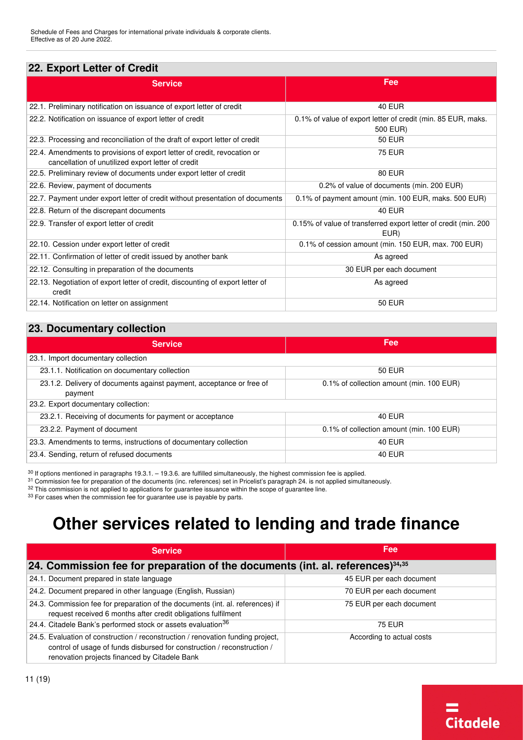## 22. Export Letter of Credit

| Service | Fee |
|---|---|
| 22.1. Preliminary notification on issuance of export letter of credit | 40 EUR |
| 22.2. Notification on issuance of export letter of credit | 0.1% of value of export letter of credit (min. 85 EUR, maks. 500 EUR) |
| 22.3. Processing and reconciliation of the draft of export letter of credit | 50 EUR |
| 22.4. Amendments to provisions of export letter of credit, revocation or cancellation of unutilized export letter of credit | 75 EUR |
| 22.5. Preliminary review of documents under export letter of credit | 80 EUR |
| 22.6. Review, payment of documents | 0.2% of value of documents (min. 200 EUR) |
| 22.7. Payment under export letter of credit without presentation of documents | 0.1% of payment amount (min. 100 EUR, maks. 500 EUR) |
| 22.8. Return of the discrepant documents | 40 EUR |
| 22.9. Transfer of export letter of credit | 0.15% of value of transferred export letter of credit (min. 200 EUR) |
| 22.10. Cession under export letter of credit | 0.1% of cession amount (min. 150 EUR, max. 700 EUR) |
| 22.11. Confirmation of letter of credit issued by another bank | As agreed |
| 22.12. Consulting in preparation of the documents | 30 EUR per each document |
| 22.13. Negotiation of export letter of credit, discounting of export letter of credit | As agreed |
| 22.14. Notification on letter on assignment | 50 EUR |

## 23. Documentary collection

| Service | Fee |
|---|---|
| 23.1. Import documentary collection | |
| 23.1.1. Notification on documentary collection | 50 EUR |
| 23.1.2. Delivery of documents against payment, acceptance or free of payment | 0.1% of collection amount (min. 100 EUR) |
| 23.2. Export documentary collection: | |
| 23.2.1. Receiving of documents for payment or acceptance | 40 EUR |
| 23.2.2. Payment of document | 0.1% of collection amount (min. 100 EUR) |
| 23.3. Amendments to terms, instructions of documentary collection | 40 EUR |
| 23.4. Sending, return of refused documents | 40 EUR |

[30] If options mentioned in paragraphs 19.3.1. – 19.3.6. are fulfilled simultaneously, the highest commission fee is applied.
[31] Commission fee for preparation of the documents (inc. references) set in Pricelist's paragraph 24. is not applied simultaneously.
[32] This commission is not applied to applications for guarantee issuance within the scope of guarantee line.
[33] For cases when the commission fee for guarantee use is payable by parts.

# Other services related to lending and trade finance

| Service | Fee |
|---|---|
| **24. Commission fee for preparation of the documents (int. al. references)[34,35]** | |
| 24.1. Document prepared in state language | 45 EUR per each document |
| 24.2. Document prepared in other language (English, Russian) | 70 EUR per each document |
| 24.3. Commission fee for preparation of the documents (int. al. references) if request received 6 months after credit obligations fulfilment | 75 EUR per each document |
| 24.4. Citadele Bank's performed stock or assets evaluation[36] | 75 EUR |
| 24.5. Evaluation of construction / reconstruction / renovation funding project, control of usage of funds disbursed for construction / reconstruction / renovation projects financed by Citadele Bank | According to actual costs |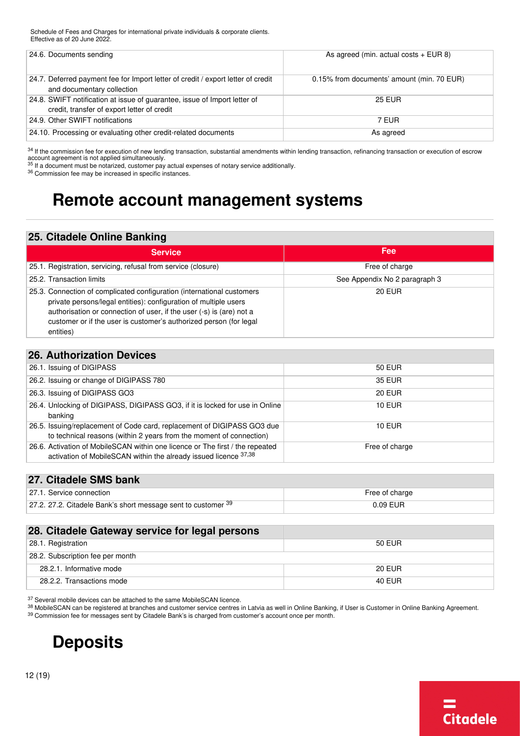| | |
|---|---|
| 24.6. Documents sending | As agreed (min. actual costs + EUR 8) |
| 24.7. Deferred payment fee for Import letter of credit / export letter of credit and documentary collection | 0.15% from documents' amount (min. 70 EUR) |
| 24.8. SWIFT notification at issue of guarantee, issue of Import letter of credit, transfer of export letter of credit | 25 EUR |
| 24.9. Other SWIFT notifications | 7 EUR |
| 24.10. Processing or evaluating other credit-related documents | As agreed |

[34] If the commission fee for execution of new lending transaction, substantial amendments within lending transaction, refinancing transaction or execution of escrow account agreement is not applied simultaneously.
[35] If a document must be notarized, customer pay actual expenses of notary service additionally.
[36] Commission fee may be increased in specific instances.

# Remote account management systems

## 25. Citadele Online Banking

| Service | Fee |
|---|---|
| 25.1. Registration, servicing, refusal from service (closure) | Free of charge |
| 25.2. Transaction limits | See Appendix No 2 paragraph 3 |
| 25.3. Connection of complicated configuration (international customers private persons/legal entities): configuration of multiple users authorisation or connection of user, if the user (-s) is (are) not a customer or if the user is customer's authorized person (for legal entities) | 20 EUR |

## 26. Authorization Devices

| | |
|---|---|
| 26.1. Issuing of DIGIPASS | 50 EUR |
| 26.2. Issuing or change of DIGIPASS 780 | 35 EUR |
| 26.3. Issuing of DIGIPASS GO3 | 20 EUR |
| 26.4. Unlocking of DIGIPASS, DIGIPASS GO3, if it is locked for use in Online banking | 10 EUR |
| 26.5. Issuing/replacement of Code card, replacement of DIGIPASS GO3 due to technical reasons (within 2 years from the moment of connection) | 10 EUR |
| 26.6. Activation of MobileSCAN within one licence or The first / the repeated activation of MobileSCAN within the already issued licence [37,38] | Free of charge |

## 27. Citadele SMS bank

| | |
|---|---|
| 27.1. Service connection | Free of charge |
| 27.2. 27.2. Citadele Bank's short message sent to customer [39] | 0.09 EUR |

## 28. Citadele Gateway service for legal persons

| | |
|---|---|
| 28.1. Registration | 50 EUR |
| 28.2. Subscription fee per month | |
| 28.2.1. Informative mode | 20 EUR |
| 28.2.2. Transactions mode | 40 EUR |

[37] Several mobile devices can be attached to the same MobileSCAN licence.
[38] MobileSCAN can be registered at branches and customer service centres in Latvia as well in Online Banking, if User is Customer in Online Banking Agreement.
[39] Commission fee for messages sent by Citadele Bank's is charged from customer's account once per month.

# Deposits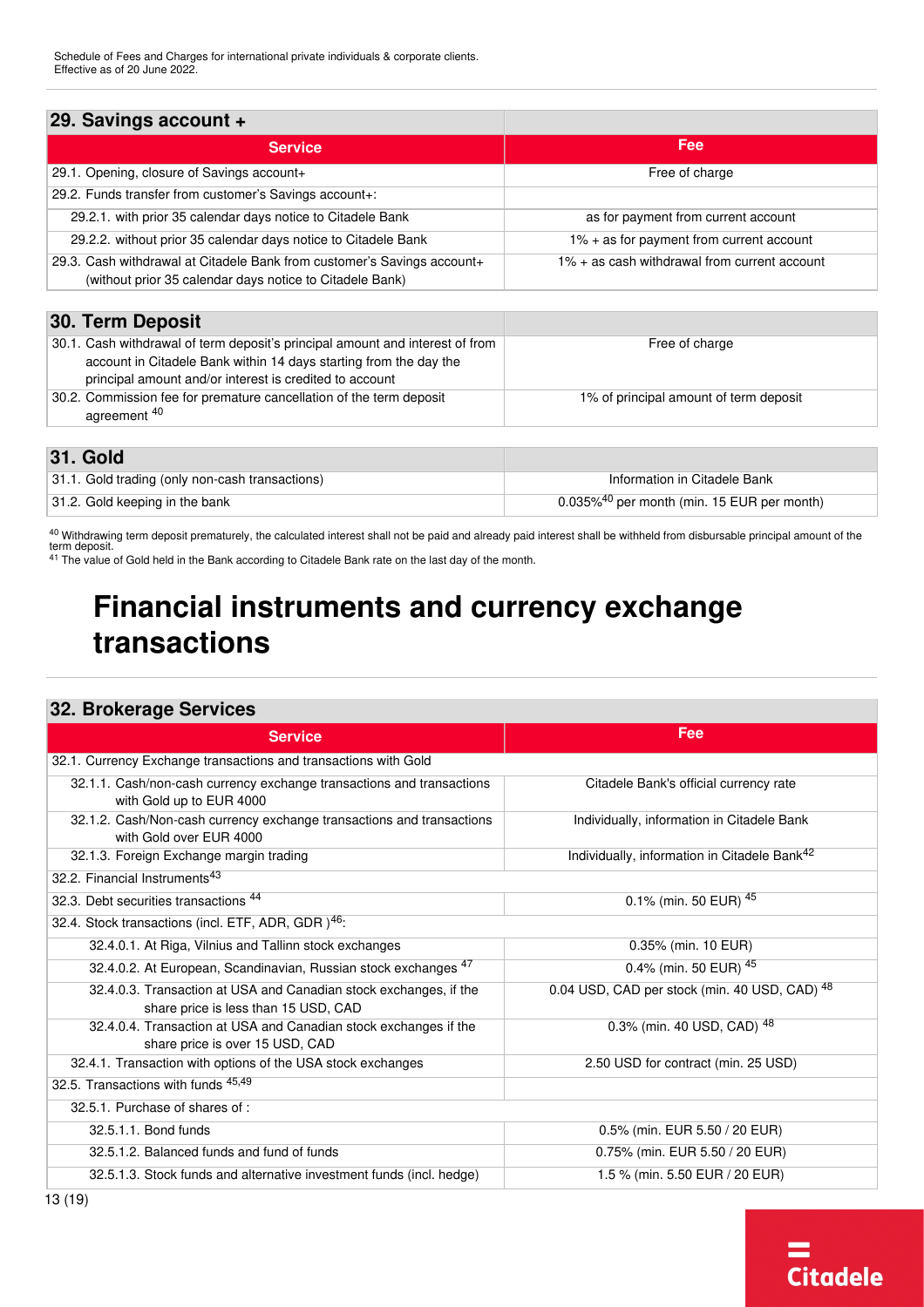## 29. Savings account +

| Service | Fee |
|---|---|
| 29.1. Opening, closure of Savings account+ | Free of charge |
| 29.2. Funds transfer from customer's Savings account+: | |
| 29.2.1. with prior 35 calendar days notice to Citadele Bank | as for payment from current account |
| 29.2.2. without prior 35 calendar days notice to Citadele Bank | 1% + as for payment from current account |
| 29.3. Cash withdrawal at Citadele Bank from customer's Savings account+ (without prior 35 calendar days notice to Citadele Bank) | 1% + as cash withdrawal from current account |

## 30. Term Deposit

| | |
|---|---|
| 30.1. Cash withdrawal of term deposit's principal amount and interest of from account in Citadele Bank within 14 days starting from the day the principal amount and/or interest is credited to account | Free of charge |
| 30.2. Commission fee for premature cancellation of the term deposit agreement [40] | 1% of principal amount of term deposit |

## 31. Gold

| | |
|---|---|
| 31.1. Gold trading (only non-cash transactions) | Information in Citadele Bank |
| 31.2. Gold keeping in the bank | 0.035%[40] per month (min. 15 EUR per month) |

[40] Withdrawing term deposit prematurely, the calculated interest shall not be paid and already paid interest shall be withheld from disbursable principal amount of the term deposit.
[41] The value of Gold held in the Bank according to Citadele Bank rate on the last day of the month.

# Financial instruments and currency exchange transactions

## 32. Brokerage Services

| Service | Fee |
|---|---|
| 32.1. Currency Exchange transactions and transactions with Gold | |
| 32.1.1. Cash/non-cash currency exchange transactions and transactions with Gold up to EUR 4000 | Citadele Bank's official currency rate |
| 32.1.2. Cash/Non-cash currency exchange transactions and transactions with Gold over EUR 4000 | Individually, information in Citadele Bank |
| 32.1.3. Foreign Exchange margin trading | Individually, information in Citadele Bank[42] |
| 32.2. Financial Instruments[43] | |
| 32.3. Debt securities transactions [44] | 0.1% (min. 50 EUR) [45] |
| 32.4. Stock transactions (incl. ETF, ADR, GDR )[46]: | |
| 32.4.0.1. At Riga, Vilnius and Tallinn stock exchanges | 0.35% (min. 10 EUR) |
| 32.4.0.2. At European, Scandinavian, Russian stock exchanges [47] | 0.4% (min. 50 EUR) [45] |
| 32.4.0.3. Transaction at USA and Canadian stock exchanges, if the share price is less than 15 USD, CAD | 0.04 USD, CAD per stock (min. 40 USD, CAD) [48] |
| 32.4.0.4. Transaction at USA and Canadian stock exchanges if the share price is over 15 USD, CAD | 0.3% (min. 40 USD, CAD) [48] |
| 32.4.1. Transaction with options of the USA stock exchanges | 2.50 USD for contract (min. 25 USD) |
| 32.5. Transactions with funds [45,49] | |
| 32.5.1. Purchase of shares of : | |
| 32.5.1.1. Bond funds | 0.5% (min. EUR 5.50 / 20 EUR) |
| 32.5.1.2. Balanced funds and fund of funds | 0.75% (min. EUR 5.50 / 20 EUR) |
| 32.5.1.3. Stock funds and alternative investment funds (incl. hedge) | 1.5 % (min. 5.50 EUR / 20 EUR) |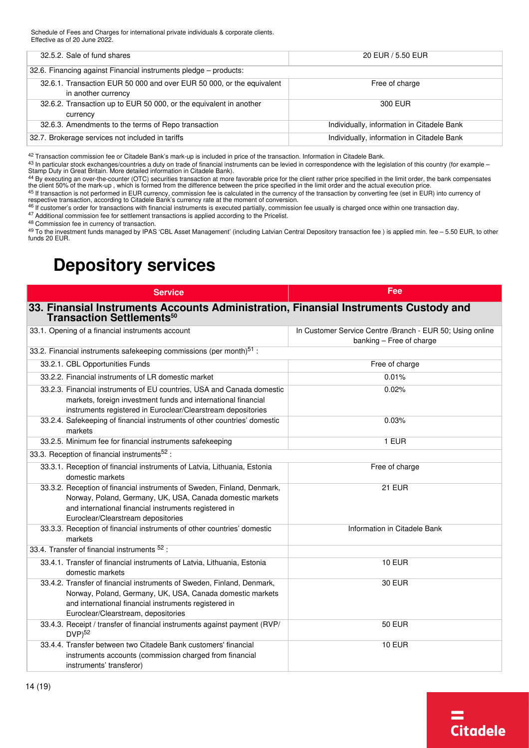| | |
|---|---|
| 32.5.2. Sale of fund shares | 20 EUR / 5.50 EUR |
| 32.6. Financing against Financial instruments pledge – products: | |
| 32.6.1. Transaction EUR 50 000 and over EUR 50 000, or the equivalent in another currency | Free of charge |
| 32.6.2. Transaction up to EUR 50 000, or the equivalent in another currency | 300 EUR |
| 32.6.3. Amendments to the terms of Repo transaction | Individually, information in Citadele Bank |
| 32.7. Brokerage services not included in tariffs | Individually, information in Citadele Bank |

[42] Transaction commission fee or Citadele Bank's mark-up is included in price of the transaction. Information in Citadele Bank.

[43] In particular stock exchanges/countries a duty on trade of financial instruments can be levied in correspondence with the legislation of this country (for example – Stamp Duty in Great Britain. More detailed information in Citadele Bank).

[44] By executing an over-the-counter (OTC) securities transaction at more favorable price for the client rather price specified in the limit order, the bank compensates the client 50% of the mark-up , which is formed from the difference between the price specified in the limit order and the actual execution price.

[45] If transaction is not performed in EUR currency, commission fee is calculated in the currency of the transaction by converting fee (set in EUR) into currency of respective transaction, according to Citadele Bank's currency rate at the moment of conversion.

[46] If customer's order for transactions with financial instruments is executed partially, commission fee usually is charged once within one transaction day.

[47] Additional commission fee for settlement transactions is applied according to the Pricelist.

[48] Commission fee in currency of transaction.

[49] To the investment funds managed by IPAS 'CBL Asset Management' (including Latvian Central Depository transaction fee ) is applied min. fee – 5.50 EUR, to other funds 20 EUR.

# Depository services

| Service | Fee |
|---|---|
| **33. Finansial Instruments Accounts Administration, Finansial Instruments Custody and Transaction Settlements[50]** | |
| 33.1. Opening of a financial instruments account | In Customer Service Centre /Branch - EUR 50; Using online banking – Free of charge |
| 33.2. Financial instruments safekeeping commissions (per month)[51] : | |
| 33.2.1. CBL Opportunities Funds | Free of charge |
| 33.2.2. Financial instruments of LR domestic market | 0.01% |
| 33.2.3. Financial instruments of EU countries, USA and Canada domestic markets, foreign investment funds and international financial instruments registered in Euroclear/Clearstream depositories | 0.02% |
| 33.2.4. Safekeeping of financial instruments of other countries' domestic markets | 0.03% |
| 33.2.5. Minimum fee for financial instruments safekeeping | 1 EUR |
| 33.3. Reception of financial instruments[52] : | |
| 33.3.1. Reception of financial instruments of Latvia, Lithuania, Estonia domestic markets | Free of charge |
| 33.3.2. Reception of financial instruments of Sweden, Finland, Denmark, Norway, Poland, Germany, UK, USA, Canada domestic markets and international financial instruments registered in Euroclear/Clearstream depositories | 21 EUR |
| 33.3.3. Reception of financial instruments of other countries' domestic markets | Information in Citadele Bank |
| 33.4. Transfer of financial instruments [52] : | |
| 33.4.1. Transfer of financial instruments of Latvia, Lithuania, Estonia domestic markets | 10 EUR |
| 33.4.2. Transfer of financial instruments of Sweden, Finland, Denmark, Norway, Poland, Germany, UK, USA, Canada domestic markets and international financial instruments registered in Euroclear/Clearstream, depositories | 30 EUR |
| 33.4.3. Receipt / transfer of financial instruments against payment (RVP/ DVP)[52] | 50 EUR |
| 33.4.4. Transfer between two Citadele Bank customers' financial instruments accounts (commission charged from financial instruments' transferor) | 10 EUR |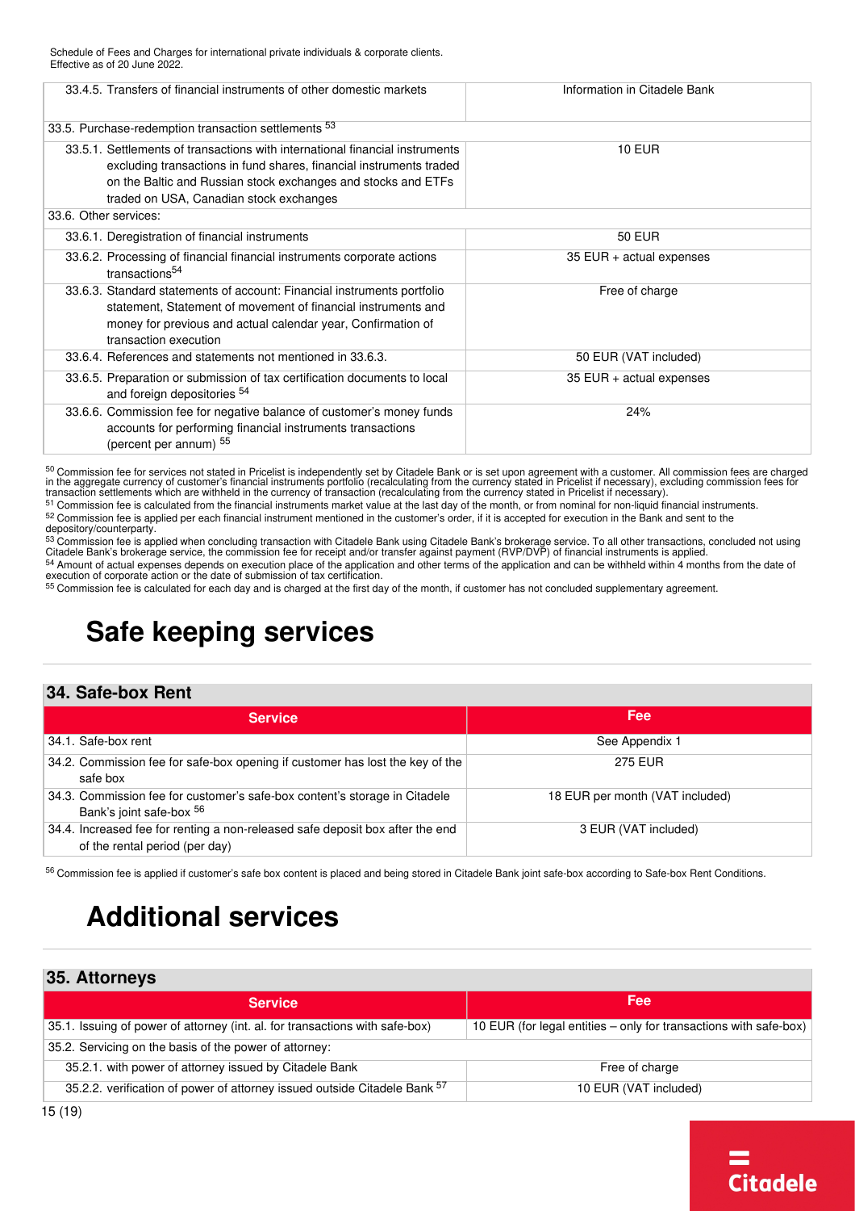| | |
|---|---|
| 33.4.5. Transfers of financial instruments of other domestic markets | Information in Citadele Bank |
| 33.5. Purchase-redemption transaction settlements [53] | |
| 33.5.1. Settlements of transactions with international financial instruments excluding transactions in fund shares, financial instruments traded on the Baltic and Russian stock exchanges and stocks and ETFs traded on USA, Canadian stock exchanges | 10 EUR |
| 33.6. Other services: | |
| 33.6.1. Deregistration of financial instruments | 50 EUR |
| 33.6.2. Processing of financial financial instruments corporate actions transactions[54] | 35 EUR + actual expenses |
| 33.6.3. Standard statements of account: Financial instruments portfolio statement, Statement of movement of financial instruments and money for previous and actual calendar year, Confirmation of transaction execution | Free of charge |
| 33.6.4. References and statements not mentioned in 33.6.3. | 50 EUR (VAT included) |
| 33.6.5. Preparation or submission of tax certification documents to local and foreign depositories [54] | 35 EUR + actual expenses |
| 33.6.6. Commission fee for negative balance of customer's money funds accounts for performing financial instruments transactions (percent per annum) [55] | 24% |

[50] Commission fee for services not stated in Pricelist is independently set by Citadele Bank or is set upon agreement with a customer. All commission fees are charged in the aggregate currency of customer's financial instruments portfolio (recalculating from the currency stated in Pricelist if necessary), excluding commission fees for transaction settlements which are withheld in the currency of transaction (recalculating from the currency stated in Pricelist if necessary).
[51] Commission fee is calculated from the financial instruments market value at the last day of the month, or from nominal for non-liquid financial instruments.
[52] Commission fee is applied per each financial instrument mentioned in the customer's order, if it is accepted for execution in the Bank and sent to the depository/counterparty.
[53] Commission fee is applied when concluding transaction with Citadele Bank using Citadele Bank's brokerage service. To all other transactions, concluded not using Citadele Bank's brokerage service, the commission fee for receipt and/or transfer against payment (RVP/DVP) of financial instruments is applied.
[54] Amount of actual expenses depends on execution place of the application and other terms of the application and can be withheld within 4 months from the date of execution of corporate action or the date of submission of tax certification.
[55] Commission fee is calculated for each day and is charged at the first day of the month, if customer has not concluded supplementary agreement.

# Safe keeping services

## 34. Safe-box Rent

| Service | Fee |
|---|---|
| 34.1. Safe-box rent | See Appendix 1 |
| 34.2. Commission fee for safe-box opening if customer has lost the key of the safe box | 275 EUR |
| 34.3. Commission fee for customer's safe-box content's storage in Citadele Bank's joint safe-box [56] | 18 EUR per month (VAT included) |
| 34.4. Increased fee for renting a non-released safe deposit box after the end of the rental period (per day) | 3 EUR (VAT included) |

[56] Commission fee is applied if customer's safe box content is placed and being stored in Citadele Bank joint safe-box according to Safe-box Rent Conditions.

# Additional services

## 35. Attorneys

| Service | Fee |
|---|---|
| 35.1. Issuing of power of attorney (int. al. for transactions with safe-box) | 10 EUR (for legal entities – only for transactions with safe-box) |
| 35.2. Servicing on the basis of the power of attorney: | |
| 35.2.1. with power of attorney issued by Citadele Bank | Free of charge |
| 35.2.2. verification of power of attorney issued outside Citadele Bank [57] | 10 EUR (VAT included) |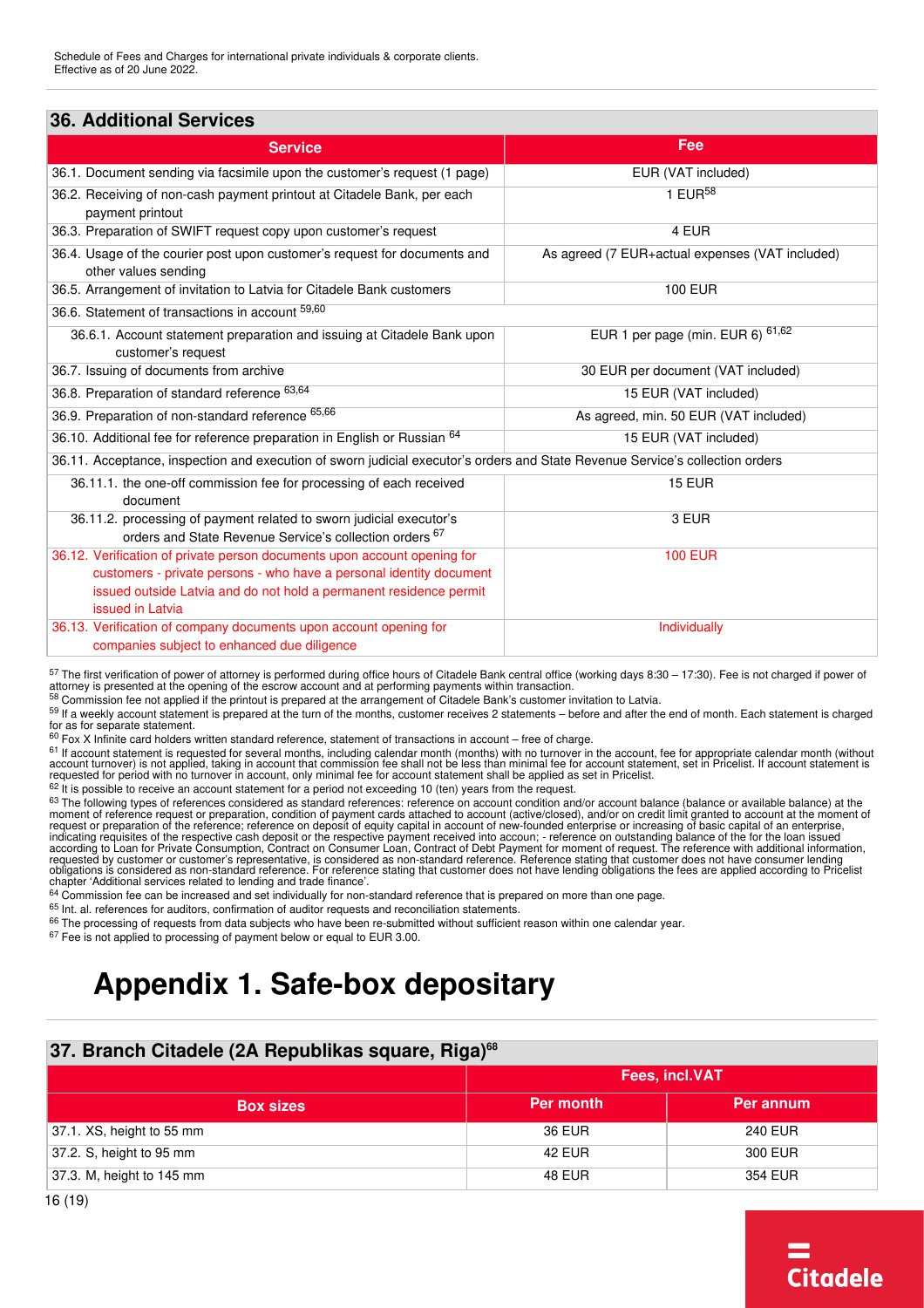## 36. Additional Services

| Service | Fee |
|---|---|
| 36.1. Document sending via facsimile upon the customer's request (1 page) | EUR (VAT included) |
| 36.2. Receiving of non-cash payment printout at Citadele Bank, per each payment printout | 1 EUR[58] |
| 36.3. Preparation of SWIFT request copy upon customer's request | 4 EUR |
| 36.4. Usage of the courier post upon customer's request for documents and other values sending | As agreed (7 EUR+actual expenses (VAT included) |
| 36.5. Arrangement of invitation to Latvia for Citadele Bank customers | 100 EUR |
| 36.6. Statement of transactions in account [59,60] | |
| 36.6.1. Account statement preparation and issuing at Citadele Bank upon customer's request | EUR 1 per page (min. EUR 6) [61,62] |
| 36.7. Issuing of documents from archive | 30 EUR per document (VAT included) |
| 36.8. Preparation of standard reference [63,64] | 15 EUR (VAT included) |
| 36.9. Preparation of non-standard reference [65,66] | As agreed, min. 50 EUR (VAT included) |
| 36.10. Additional fee for reference preparation in English or Russian [64] | 15 EUR (VAT included) |
| 36.11. Acceptance, inspection and execution of sworn judicial executor's orders and State Revenue Service's collection orders | |
| 36.11.1. the one-off commission fee for processing of each received document | 15 EUR |
| 36.11.2. processing of payment related to sworn judicial executor's orders and State Revenue Service's collection orders [67] | 3 EUR |
| 36.12. Verification of private person documents upon account opening for customers - private persons - who have a personal identity document issued outside Latvia and do not hold a permanent residence permit issued in Latvia | 100 EUR |
| 36.13. Verification of company documents upon account opening for companies subject to enhanced due diligence | Individually |

[57] The first verification of power of attorney is performed during office hours of Citadele Bank central office (working days 8:30 – 17:30). Fee is not charged if power of attorney is presented at the opening of the escrow account and at performing payments within transaction.

[58] Commission fee not applied if the printout is prepared at the arrangement of Citadele Bank's customer invitation to Latvia.

[59] If a weekly account statement is prepared at the turn of the months, customer receives 2 statements – before and after the end of month. Each statement is charged for as for separate statement.

[60] Fox X Infinite card holders written standard reference, statement of transactions in account – free of charge.

[61] If account statement is requested for several months, including calendar month (months) with no turnover in the account, fee for appropriate calendar month (without account turnover) is not applied, taking in account that commission fee shall not be less than minimal fee for account statement, set in Pricelist. If account statement is requested for period with no turnover in account, only minimal fee for account statement shall be applied as set in Pricelist.

[62] It is possible to receive an account statement for a period not exceeding 10 (ten) years from the request.

[63] The following types of references considered as standard references: reference on account condition and/or account balance (balance or available balance) at the moment of reference request or preparation, condition of payment cards attached to account (active/closed), and/or on credit limit granted to account at the moment of request or preparation of the reference; reference on deposit of equity capital in account of new-founded enterprise or increasing of basic capital of an enterprise, indicating requisites of the respective cash deposit or the respective payment received into accoun; - reference on outstanding balance of the for the loan issued according to Loan for Private Consumption, Contract on Consumer Loan, Contract of Debt Payment for moment of request. The reference with additional information, requested by customer or customer's representative, is considered as non-standard reference. Reference stating that customer does not have consumer lending obligations is considered as non-standard reference. For reference stating that customer does not have lending obligations the fees are applied according to Pricelist chapter 'Additional services related to lending and trade finance'.

[64] Commission fee can be increased and set individually for non-standard reference that is prepared on more than one page.

[65] Int. al. references for auditors, confirmation of auditor requests and reconciliation statements.

[66] The processing of requests from data subjects who have been re-submitted without sufficient reason within one calendar year.

[67] Fee is not applied to processing of payment below or equal to EUR 3.00.

# Appendix 1. Safe-box depositary

## 37. Branch Citadele (2A Republikas square, Riga)[68]

| Box sizes | Fees, incl.VAT | |
|---|---|---|
| | Per month | Per annum |
| 37.1. XS, height to 55 mm | 36 EUR | 240 EUR |
| 37.2. S, height to 95 mm | 42 EUR | 300 EUR |
| 37.3. M, height to 145 mm | 48 EUR | 354 EUR |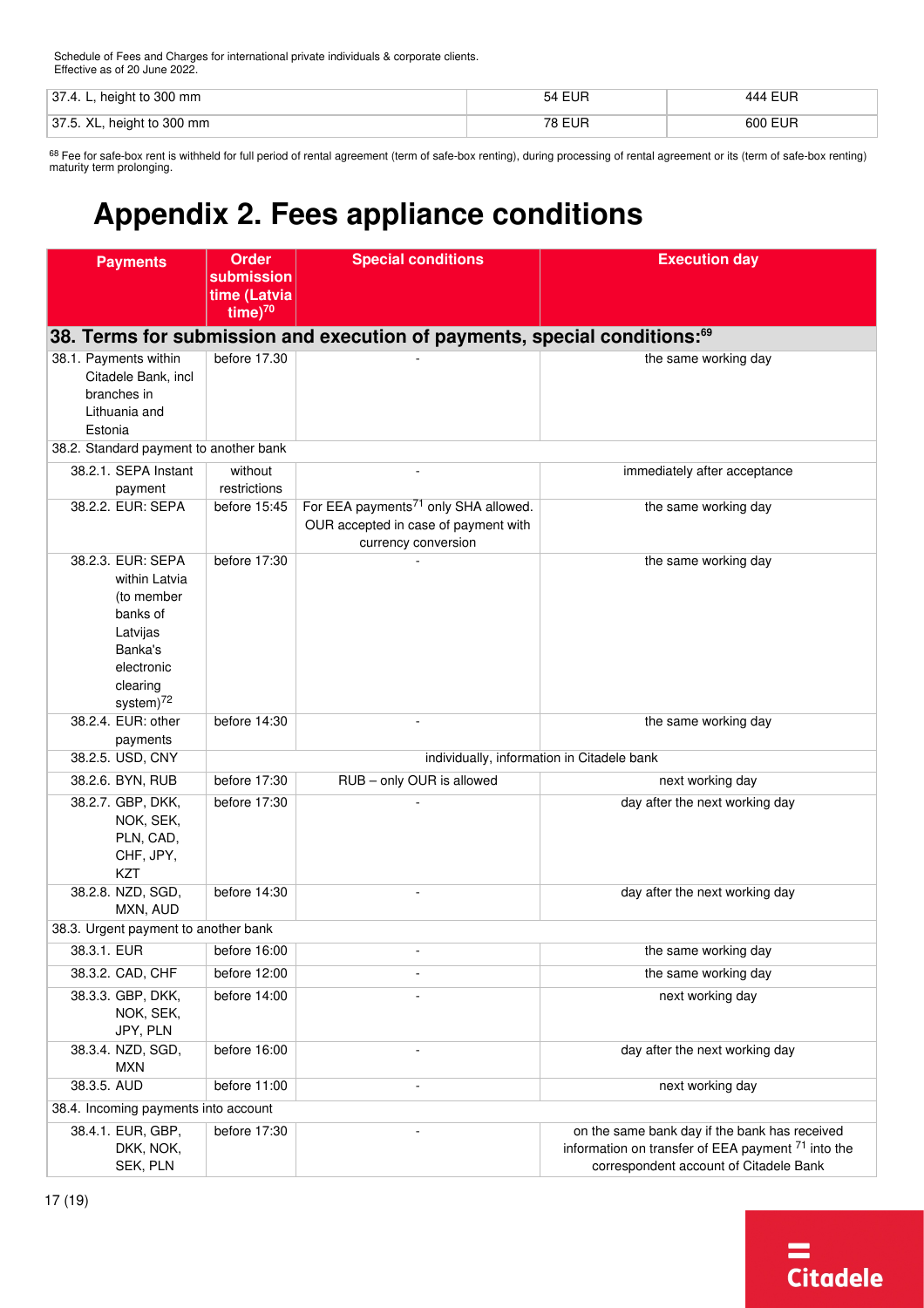| | | |
|---|---|---|
| 37.4. L, height to 300 mm | 54 EUR | 444 EUR |
| 37.5. XL, height to 300 mm | 78 EUR | 600 EUR |

[68] Fee for safe-box rent is withheld for full period of rental agreement (term of safe-box renting), during processing of rental agreement or its (term of safe-box renting) maturity term prolonging.

# Appendix 2. Fees appliance conditions

| Payments | Order submission time (Latvia time)[70] | Special conditions | Execution day |
|---|---|---|---|
| **38. Terms for submission and execution of payments, special conditions:[69]** | | | |
| 38.1. Payments within Citadele Bank, incl branches in Lithuania and Estonia | before 17.30 | - | the same working day |
| 38.2. Standard payment to another bank | | | |
| 38.2.1. SEPA Instant payment | without restrictions | - | immediately after acceptance |
| 38.2.2. EUR: SEPA | before 15:45 | For EEA payments[71] only SHA allowed. OUR accepted in case of payment with currency conversion | the same working day |
| 38.2.3. EUR: SEPA within Latvia (to member banks of Latvijas Banka's electronic clearing system)[72] | before 17:30 | - | the same working day |
| 38.2.4. EUR: other payments | before 14:30 | - | the same working day |
| 38.2.5. USD, CNY | individually, information in Citadele bank | | |
| 38.2.6. BYN, RUB | before 17:30 | RUB – only OUR is allowed | next working day |
| 38.2.7. GBP, DKK, NOK, SEK, PLN, CAD, CHF, JPY, KZT | before 17:30 | - | day after the next working day |
| 38.2.8. NZD, SGD, MXN, AUD | before 14:30 | - | day after the next working day |
| 38.3. Urgent payment to another bank | | | |
| 38.3.1. EUR | before 16:00 | - | the same working day |
| 38.3.2. CAD, CHF | before 12:00 | - | the same working day |
| 38.3.3. GBP, DKK, NOK, SEK, JPY, PLN | before 14:00 | - | next working day |
| 38.3.4. NZD, SGD, MXN | before 16:00 | - | day after the next working day |
| 38.3.5. AUD | before 11:00 | - | next working day |
| 38.4. Incoming payments into account | | | |
| 38.4.1. EUR, GBP, DKK, NOK, SEK, PLN | before 17:30 | - | on the same bank day if the bank has received information on transfer of EEA payment [71] into the correspondent account of Citadele Bank |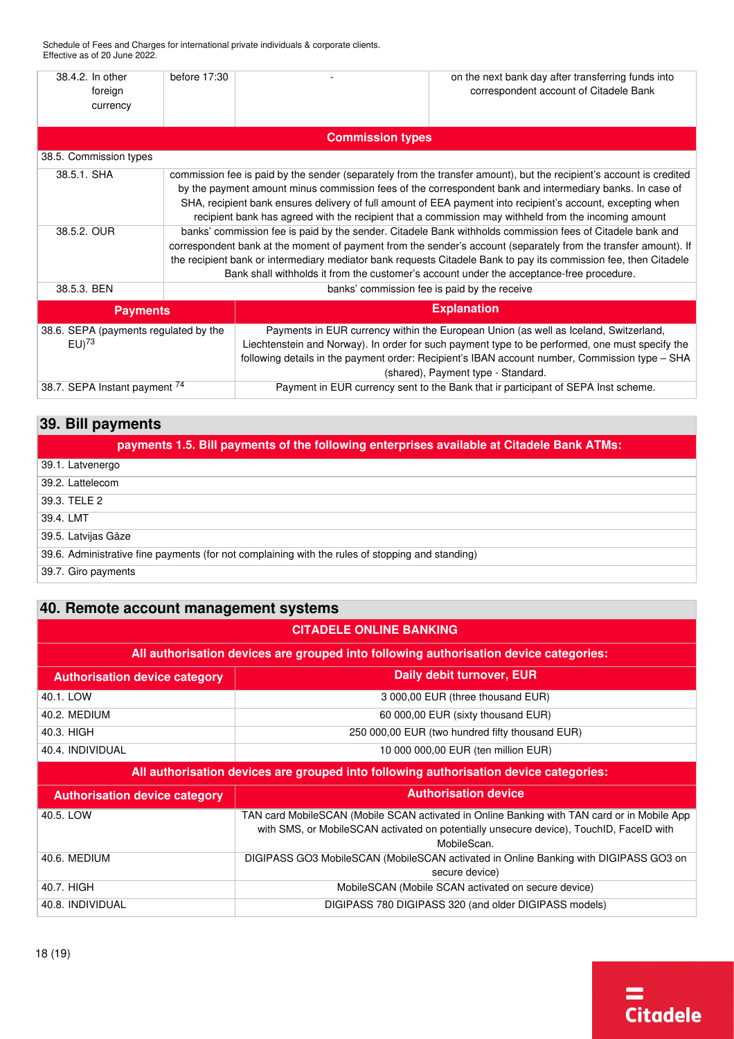| | | | |
|---|---|---|---|
| 38.4.2. In other foreign currency | before 17:30 | - | on the next bank day after transferring funds into correspondent account of Citadele Bank |

| **Commission types** | |
|---|---|
| 38.5. Commission types | |
| 38.5.1. SHA | commission fee is paid by the sender (separately from the transfer amount), but the recipient's account is credited by the payment amount minus commission fees of the correspondent bank and intermediary banks. In case of SHA, recipient bank ensures delivery of full amount of EEA payment into recipient's account, excepting when recipient bank has agreed with the recipient that a commission may withheld from the incoming amount |
| 38.5.2. OUR | banks' commission fee is paid by the sender. Citadele Bank withholds commission fees of Citadele bank and correspondent bank at the moment of payment from the sender's account (separately from the transfer amount). If the recipient bank or intermediary mediator bank requests Citadele Bank to pay its commission fee, then Citadele Bank shall withholds it from the customer's account under the acceptance-free procedure. |
| 38.5.3. BEN | banks' commission fee is paid by the receive |

| Payments | Explanation |
|---|---|
| 38.6. SEPA (payments regulated by the EU)[73] | Payments in EUR currency within the European Union (as well as Iceland, Switzerland, Liechtenstein and Norway). In order for such payment type to be performed, one must specify the following details in the payment order: Recipient's IBAN account number, Commission type – SHA (shared), Payment type - Standard. |
| 38.7. SEPA Instant payment [74] | Payment in EUR currency sent to the Bank that ir participant of SEPA Inst scheme. |

## 39. Bill payments

| payments 1.5. Bill payments of the following enterprises available at Citadele Bank ATMs: |
|---|
| 39.1. Latvenergo |
| 39.2. Lattelecom |
| 39.3. TELE 2 |
| 39.4. LMT |
| 39.5. Latvijas Gāze |
| 39.6. Administrative fine payments (for not complaining with the rules of stopping and standing) |
| 39.7. Giro payments |

## 40. Remote account management systems

**CITADELE ONLINE BANKING**

**All authorisation devices are grouped into following authorisation device categories:**

| Authorisation device category | Daily debit turnover, EUR |
|---|---|
| 40.1. LOW | 3 000,00 EUR (three thousand EUR) |
| 40.2. MEDIUM | 60 000,00 EUR (sixty thousand EUR) |
| 40.3. HIGH | 250 000,00 EUR (two hundred fifty thousand EUR) |
| 40.4. INDIVIDUAL | 10 000 000,00 EUR (ten million EUR) |

**All authorisation devices are grouped into following authorisation device categories:**

| Authorisation device category | Authorisation device |
|---|---|
| 40.5. LOW | TAN card MobileSCAN (Mobile SCAN activated in Online Banking with TAN card or in Mobile App with SMS, or MobileSCAN activated on potentially unsecure device), TouchID, FaceID with MobileScan. |
| 40.6. MEDIUM | DIGIPASS GO3 MobileSCAN (MobileSCAN activated in Online Banking with DIGIPASS GO3 on secure device) |
| 40.7. HIGH | MobileSCAN (Mobile SCAN activated on secure device) |
| 40.8. INDIVIDUAL | DIGIPASS 780 DIGIPASS 320 (and older DIGIPASS models) |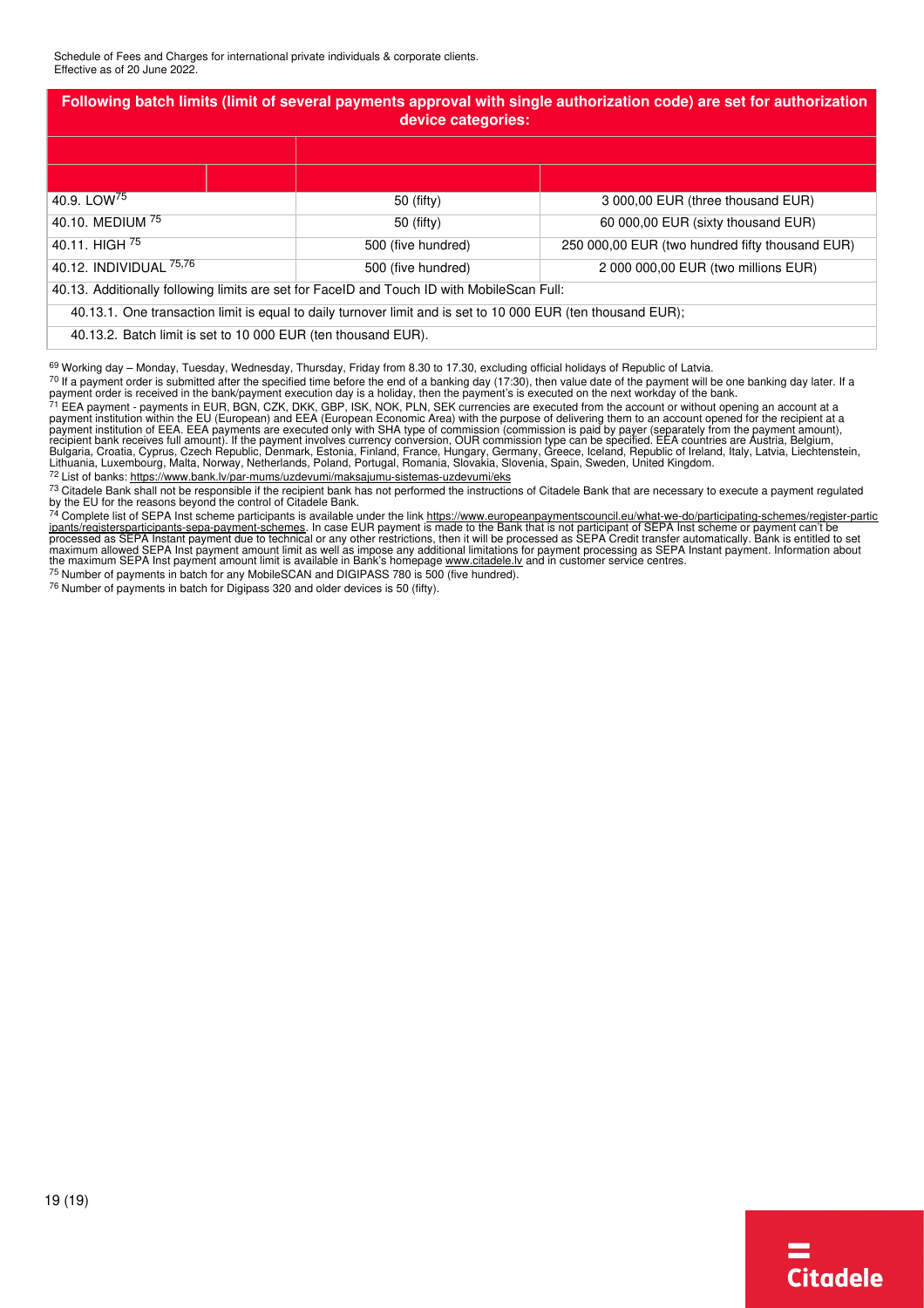Following batch limits (limit of several payments approval with single authorization code) are set for authorization device categories:

| | | |
|---|---|---|
| 40.9. LOW[75] | 50 (fifty) | 3 000,00 EUR (three thousand EUR) |
| 40.10. MEDIUM [75] | 50 (fifty) | 60 000,00 EUR (sixty thousand EUR) |
| 40.11. HIGH [75] | 500 (five hundred) | 250 000,00 EUR (two hundred fifty thousand EUR) |
| 40.12. INDIVIDUAL [75,76] | 500 (five hundred) | 2 000 000,00 EUR (two millions EUR) |
| 40.13. Additionally following limits are set for FaceID and Touch ID with MobileScan Full: | | |
| 40.13.1. One transaction limit is equal to daily turnover limit and is set to 10 000 EUR (ten thousand EUR); | | |
| 40.13.2. Batch limit is set to 10 000 EUR (ten thousand EUR). | | |

[69] Working day – Monday, Tuesday, Wednesday, Thursday, Friday from 8.30 to 17.30, excluding official holidays of Republic of Latvia.

[70] If a payment order is submitted after the specified time before the end of a banking day (17:30), then value date of the payment will be one banking day later. If a payment order is received in the bank/payment execution day is a holiday, then the payment's is executed on the next workday of the bank.

[71] EEA payment - payments in EUR, BGN, CZK, DKK, GBP, ISK, NOK, PLN, SEK currencies are executed from the account or without opening an account at a payment institution within the EU (European) and EEA (European Economic Area) with the purpose of delivering them to an account opened for the recipient at a payment institution of EEA. EEA payments are executed only with SHA type of commission (commission is paid by payer (separately from the payment amount), recipient bank receives full amount). If the payment involves currency conversion, OUR commission type can be specified. EEA countries are Austria, Belgium, Bulgaria, Croatia, Cyprus, Czech Republic, Denmark, Estonia, Finland, France, Hungary, Germany, Greece, Iceland, Republic of Ireland, Italy, Latvia, Liechtenstein, Lithuania, Luxembourg, Malta, Norway, Netherlands, Poland, Portugal, Romania, Slovakia, Slovenia, Spain, Sweden, United Kingdom.

[72] List of banks: https://www.bank.lv/par-mums/uzdevumi/maksajumu-sistemas-uzdevumi/eks

[73] Citadele Bank shall not be responsible if the recipient bank has not performed the instructions of Citadele Bank that are necessary to execute a payment regulated by the EU for the reasons beyond the control of Citadele Bank.

[74] Complete list of SEPA Inst scheme participants is available under the link https://www.europeanpaymentscouncil.eu/what-we-do/participating-schemes/register-participants/registersparticipants-sepa-payment-schemes. In case EUR payment is made to the Bank that is not participant of SEPA Inst scheme or payment can't be processed as SEPA Instant payment due to technical or any other restrictions, then it will be processed as SEPA Credit transfer automatically. Bank is entitled to set maximum allowed SEPA Inst payment amount limit as well as impose any additional limitations for payment processing as SEPA Instant payment. Information about the maximum SEPA Inst payment amount limit is available in Bank's homepage www.citadele.lv and in customer service centres.

[75] Number of payments in batch for any MobileSCAN and DIGIPASS 780 is 500 (five hundred).

[76] Number of payments in batch for Digipass 320 and older devices is 50 (fifty).